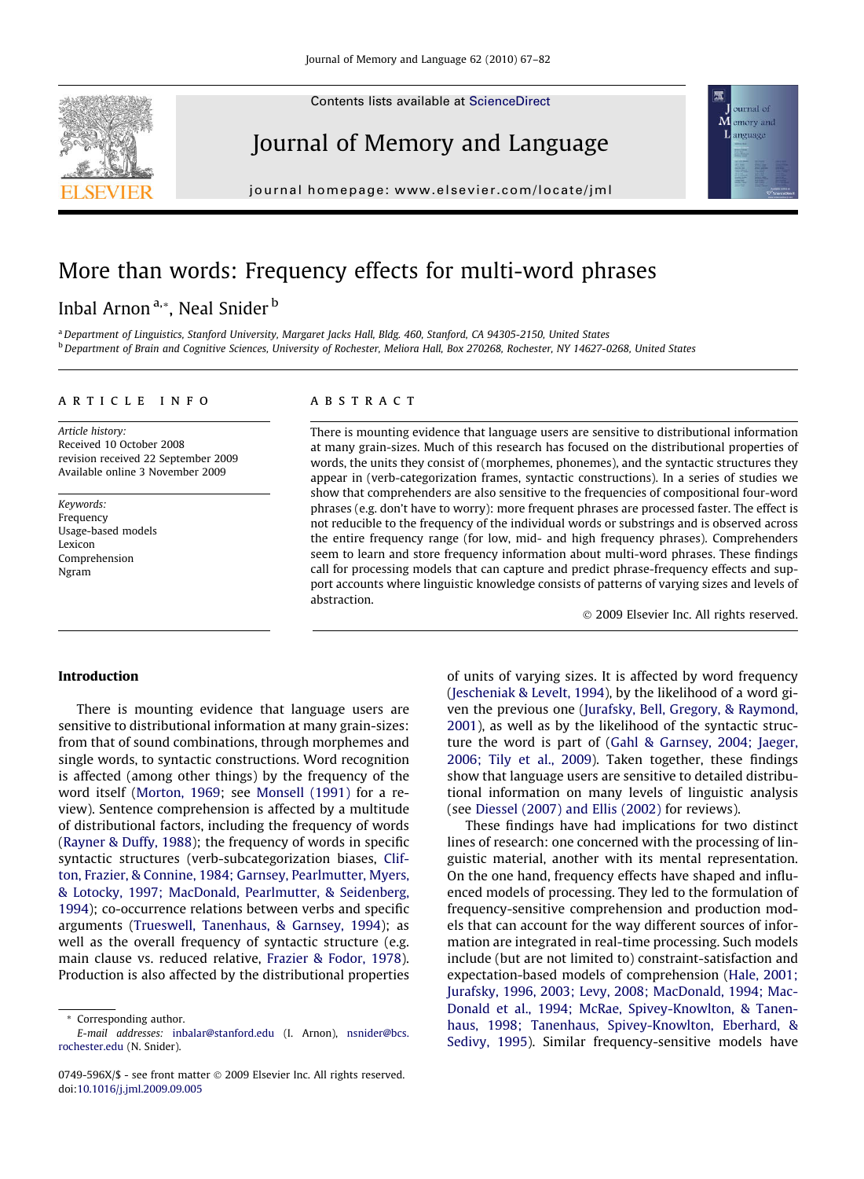# More than words: Frequency effects for multi-word phrases

Inbal Arnon[a,*], Neal Snider[b]

[a] Department of Linguistics, Stanford University, Margaret Jacks Hall, Bldg. 460, Stanford, CA 94305-2150, United States

[b] Department of Brain and Cognitive Sciences, University of Rochester, Meliora Hall, Box 270268, Rochester, NY 14627-0268, United States

## ARTICLE INFO

*Article history:*
Received 10 October 2008
revision received 22 September 2009
Available online 3 November 2009

*Keywords:*
Frequency
Usage-based models
Lexicon
Comprehension
Ngram

## ABSTRACT

There is mounting evidence that language users are sensitive to distributional information at many grain-sizes. Much of this research has focused on the distributional properties of words, the units they consist of (morphemes, phonemes), and the syntactic structures they appear in (verb-categorization frames, syntactic constructions). In a series of studies we show that comprehenders are also sensitive to the frequencies of compositional four-word phrases (e.g. don't have to worry): more frequent phrases are processed faster. The effect is not reducible to the frequency of the individual words or substrings and is observed across the entire frequency range (for low, mid- and high frequency phrases). Comprehenders seem to learn and store frequency information about multi-word phrases. These findings call for processing models that can capture and predict phrase-frequency effects and support accounts where linguistic knowledge consists of patterns of varying sizes and levels of abstraction.

© 2009 Elsevier Inc. All rights reserved.

## Introduction

There is mounting evidence that language users are sensitive to distributional information at many grain-sizes: from that of sound combinations, through morphemes and single words, to syntactic constructions. Word recognition is affected (among other things) by the frequency of the word itself (Morton, 1969; see Monsell (1991) for a review). Sentence comprehension is affected by a multitude of distributional factors, including the frequency of words (Rayner & Duffy, 1988); the frequency of words in specific syntactic structures (verb-subcategorization biases, Clifton, Frazier, & Connine, 1984; Garnsey, Pearlmutter, Myers, & Lotocky, 1997; MacDonald, Pearlmutter, & Seidenberg, 1994); co-occurrence relations between verbs and specific arguments (Trueswell, Tanenhaus, & Garnsey, 1994); as well as the overall frequency of syntactic structure (e.g. main clause vs. reduced relative, Frazier & Fodor, 1978). Production is also affected by the distributional properties of units of varying sizes. It is affected by word frequency (Jescheniak & Levelt, 1994), by the likelihood of a word given the previous one (Jurafsky, Bell, Gregory, & Raymond, 2001), as well as by the likelihood of the syntactic structure the word is part of (Gahl & Garnsey, 2004; Jaeger, 2006; Tily et al., 2009). Taken together, these findings show that language users are sensitive to detailed distributional information on many levels of linguistic analysis (see Diessel (2007) and Ellis (2002) for reviews).

These findings have had implications for two distinct lines of research: one concerned with the processing of linguistic material, another with its mental representation. On the one hand, frequency effects have shaped and influenced models of processing. They led to the formulation of frequency-sensitive comprehension and production models that can account for the way different sources of information are integrated in real-time processing. Such models include (but are not limited to) constraint-satisfaction and expectation-based models of comprehension (Hale, 2001; Jurafsky, 1996, 2003; Levy, 2008; MacDonald, 1994; MacDonald et al., 1994; McRae, Spivey-Knowlton, & Tanenhaus, 1998; Tanenhaus, Spivey-Knowlton, Eberhard, & Sedivy, 1995). Similar frequency-sensitive models have

* Corresponding author.
*E-mail addresses:* inbalar@stanford.edu (I. Arnon), nsnider@bcs.rochester.edu (N. Snider).

0749-596X/$ - see front matter © 2009 Elsevier Inc. All rights reserved.
doi:10.1016/j.jml.2009.09.005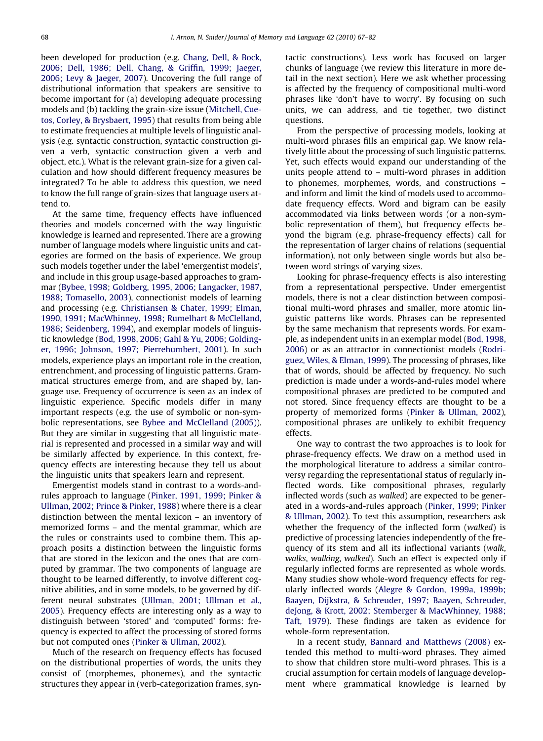been developed for production (e.g. Chang, Dell, & Bock, 2006; Dell, 1986; Dell, Chang, & Griffin, 1999; Jaeger, 2006; Levy & Jaeger, 2007). Uncovering the full range of distributional information that speakers are sensitive to become important for (a) developing adequate processing models and (b) tackling the grain-size issue (Mitchell, Cuetos, Corley, & Brysbaert, 1995) that results from being able to estimate frequencies at multiple levels of linguistic analysis (e.g. syntactic construction, syntactic construction given a verb, syntactic construction given a verb and object, etc.). What is the relevant grain-size for a given calculation and how should different frequency measures be integrated? To be able to address this question, we need to know the full range of grain-sizes that language users attend to.

At the same time, frequency effects have influenced theories and models concerned with the way linguistic knowledge is learned and represented. There are a growing number of language models where linguistic units and categories are formed on the basis of experience. We group such models together under the label 'emergentist models', and include in this group usage-based approaches to grammar (Bybee, 1998; Goldberg, 1995, 2006; Langacker, 1987, 1988; Tomasello, 2003), connectionist models of learning and processing (e.g. Christiansen & Chater, 1999; Elman, 1990, 1991; MacWhinney, 1998; Rumelhart & McClelland, 1986; Seidenberg, 1994), and exemplar models of linguistic knowledge (Bod, 1998, 2006; Gahl & Yu, 2006; Goldinger, 1996; Johnson, 1997; Pierrehumbert, 2001). In such models, experience plays an important role in the creation, entrenchment, and processing of linguistic patterns. Grammatical structures emerge from, and are shaped by, language use. Frequency of occurrence is seen as an index of linguistic experience. Specific models differ in many important respects (e.g. the use of symbolic or non-symbolic representations, see Bybee and McClelland (2005)). But they are similar in suggesting that all linguistic material is represented and processed in a similar way and will be similarly affected by experience. In this context, frequency effects are interesting because they tell us about the linguistic units that speakers learn and represent.

Emergentist models stand in contrast to a words-and-rules approach to language (Pinker, 1991, 1999; Pinker & Ullman, 2002; Prince & Pinker, 1988) where there is a clear distinction between the mental lexicon – an inventory of memorized forms – and the mental grammar, which are the rules or constraints used to combine them. This approach posits a distinction between the linguistic forms that are stored in the lexicon and the ones that are computed by grammar. The two components of language are thought to be learned differently, to involve different cognitive abilities, and in some models, to be governed by different neural substrates (Ullman, 2001; Ullman et al., 2005). Frequency effects are interesting only as a way to distinguish between 'stored' and 'computed' forms: frequency is expected to affect the processing of stored forms but not computed ones (Pinker & Ullman, 2002).

Much of the research on frequency effects has focused on the distributional properties of words, the units they consist of (morphemes, phonemes), and the syntactic structures they appear in (verb-categorization frames, syntactic constructions). Less work has focused on larger chunks of language (we review this literature in more detail in the next section). Here we ask whether processing is affected by the frequency of compositional multi-word phrases like 'don't have to worry'. By focusing on such units, we can address, and tie together, two distinct questions.

From the perspective of processing models, looking at multi-word phrases fills an empirical gap. We know relatively little about the processing of such linguistic patterns. Yet, such effects would expand our understanding of the units people attend to – multi-word phrases in addition to phonemes, morphemes, words, and constructions – and inform and limit the kind of models used to accommodate frequency effects. Word and bigram can be easily accommodated via links between words (or a non-symbolic representation of them), but frequency effects beyond the bigram (e.g. phrase-frequency effects) call for the representation of larger chains of relations (sequential information), not only between single words but also between word strings of varying sizes.

Looking for phrase-frequency effects is also interesting from a representational perspective. Under emergentist models, there is not a clear distinction between compositional multi-word phrases and smaller, more atomic linguistic patterns like words. Phrases can be represented by the same mechanism that represents words. For example, as independent units in an exemplar model (Bod, 1998, 2006) or as an attractor in connectionist models (Rodriguez, Wiles, & Elman, 1999). The processing of phrases, like that of words, should be affected by frequency. No such prediction is made under a words-and-rules model where compositional phrases are predicted to be computed and not stored. Since frequency effects are thought to be a property of memorized forms (Pinker & Ullman, 2002), compositional phrases are unlikely to exhibit frequency effects.

One way to contrast the two approaches is to look for phrase-frequency effects. We draw on a method used in the morphological literature to address a similar controversy regarding the representational status of regularly inflected words. Like compositional phrases, regularly inflected words (such as *walked*) are expected to be generated in a words-and-rules approach (Pinker, 1999; Pinker & Ullman, 2002). To test this assumption, researchers ask whether the frequency of the inflected form (*walked*) is predictive of processing latencies independently of the frequency of its stem and all its inflectional variants (*walk*, *walks*, *walking*, *walked*). Such an effect is expected only if regularly inflected forms are represented as whole words. Many studies show whole-word frequency effects for regularly inflected words (Alegre & Gordon, 1999a, 1999b; Baayen, Dijkstra, & Schreuder, 1997; Baayen, Schreuder, deJong, & Krott, 2002; Stemberger & MacWhinney, 1988; Taft, 1979). These findings are taken as evidence for whole-form representation.

In a recent study, Bannard and Matthews (2008) extended this method to multi-word phrases. They aimed to show that children store multi-word phrases. This is a crucial assumption for certain models of language development where grammatical knowledge is learned by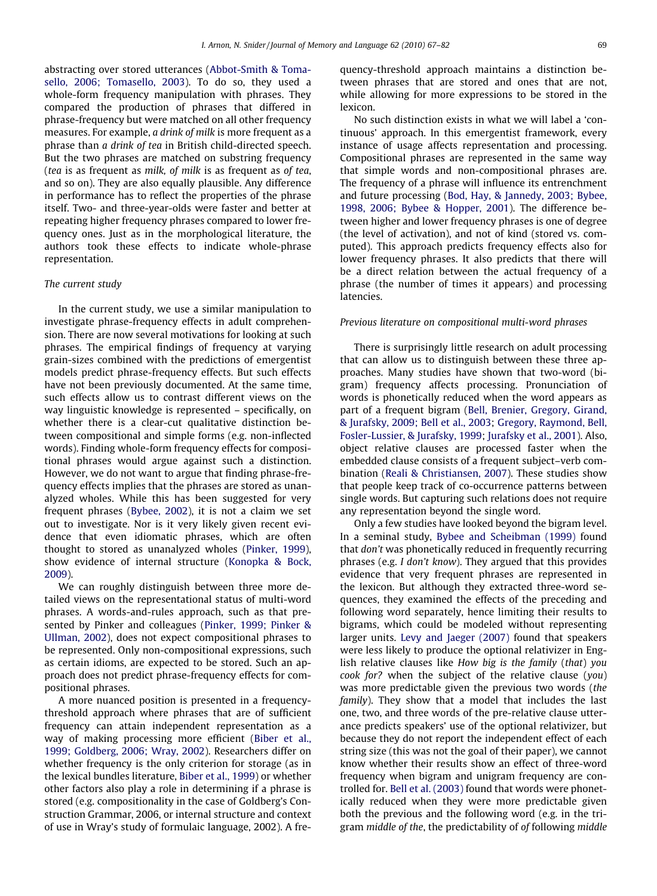abstracting over stored utterances (Abbot-Smith & Tomasello, 2006; Tomasello, 2003). To do so, they used a whole-form frequency manipulation with phrases. They compared the production of phrases that differed in phrase-frequency but were matched on all other frequency measures. For example, *a drink of milk* is more frequent as a phrase than *a drink of tea* in British child-directed speech. But the two phrases are matched on substring frequency (*tea* is as frequent as *milk*, *of milk* is as frequent as *of tea*, and so on). They are also equally plausible. Any difference in performance has to reflect the properties of the phrase itself. Two- and three-year-olds were faster and better at repeating higher frequency phrases compared to lower frequency ones. Just as in the morphological literature, the authors took these effects to indicate whole-phrase representation.

### The current study

In the current study, we use a similar manipulation to investigate phrase-frequency effects in adult comprehension. There are now several motivations for looking at such phrases. The empirical findings of frequency at varying grain-sizes combined with the predictions of emergentist models predict phrase-frequency effects. But such effects have not been previously documented. At the same time, such effects allow us to contrast different views on the way linguistic knowledge is represented – specifically, on whether there is a clear-cut qualitative distinction between compositional and simple forms (e.g. non-inflected words). Finding whole-form frequency effects for compositional phrases would argue against such a distinction. However, we do not want to argue that finding phrase-frequency effects implies that the phrases are stored as unanalyzed wholes. While this has been suggested for very frequent phrases (Bybee, 2002), it is not a claim we set out to investigate. Nor is it very likely given recent evidence that even idiomatic phrases, which are often thought to stored as unanalyzed wholes (Pinker, 1999), show evidence of internal structure (Konopka & Bock, 2009).

We can roughly distinguish between three more detailed views on the representational status of multi-word phrases. A words-and-rules approach, such as that presented by Pinker and colleagues (Pinker, 1999; Pinker & Ullman, 2002), does not expect compositional phrases to be represented. Only non-compositional expressions, such as certain idioms, are expected to be stored. Such an approach does not predict phrase-frequency effects for compositional phrases.

A more nuanced position is presented in a frequency-threshold approach where phrases that are of sufficient frequency can attain independent representation as a way of making processing more efficient (Biber et al., 1999; Goldberg, 2006; Wray, 2002). Researchers differ on whether frequency is the only criterion for storage (as in the lexical bundles literature, Biber et al., 1999) or whether other factors also play a role in determining if a phrase is stored (e.g. compositionality in the case of Goldberg's Construction Grammar, 2006, or internal structure and context of use in Wray's study of formulaic language, 2002). A frequency-threshold approach maintains a distinction between phrases that are stored and ones that are not, while allowing for more expressions to be stored in the lexicon.

No such distinction exists in what we will label a 'continuous' approach. In this emergentist framework, every instance of usage affects representation and processing. Compositional phrases are represented in the same way that simple words and non-compositional phrases are. The frequency of a phrase will influence its entrenchment and future processing (Bod, Hay, & Jannedy, 2003; Bybee, 1998, 2006; Bybee & Hopper, 2001). The difference between higher and lower frequency phrases is one of degree (the level of activation), and not of kind (stored vs. computed). This approach predicts frequency effects also for lower frequency phrases. It also predicts that there will be a direct relation between the actual frequency of a phrase (the number of times it appears) and processing latencies.

### Previous literature on compositional multi-word phrases

There is surprisingly little research on adult processing that can allow us to distinguish between these three approaches. Many studies have shown that two-word (bigram) frequency affects processing. Pronunciation of words is phonetically reduced when the word appears as part of a frequent bigram (Bell, Brenier, Gregory, Girand, & Jurafsky, 2009; Bell et al., 2003; Gregory, Raymond, Bell, Fosler-Lussier, & Jurafsky, 1999; Jurafsky et al., 2001). Also, object relative clauses are processed faster when the embedded clause consists of a frequent subject–verb combination (Reali & Christiansen, 2007). These studies show that people keep track of co-occurrence patterns between single words. But capturing such relations does not require any representation beyond the single word.

Only a few studies have looked beyond the bigram level. In a seminal study, Bybee and Scheibman (1999) found that *don't* was phonetically reduced in frequently recurring phrases (e.g. *I don't know*). They argued that this provides evidence that very frequent phrases are represented in the lexicon. But although they extracted three-word sequences, they examined the effects of the preceding and following word separately, hence limiting their results to bigrams, which could be modeled without representing larger units. Levy and Jaeger (2007) found that speakers were less likely to produce the optional relativizer in English relative clauses like *How big is the family* (*that*) *you cook for?* when the subject of the relative clause (*you*) was more predictable given the previous two words (*the family*). They show that a model that includes the last one, two, and three words of the pre-relative clause utterance predicts speakers' use of the optional relativizer, but because they do not report the independent effect of each string size (this was not the goal of their paper), we cannot know whether their results show an effect of three-word frequency when bigram and unigram frequency are controlled for. Bell et al. (2003) found that words were phonetically reduced when they were more predictable given both the previous and the following word (e.g. in the trigram *middle of the*, the predictability of *of* following *middle*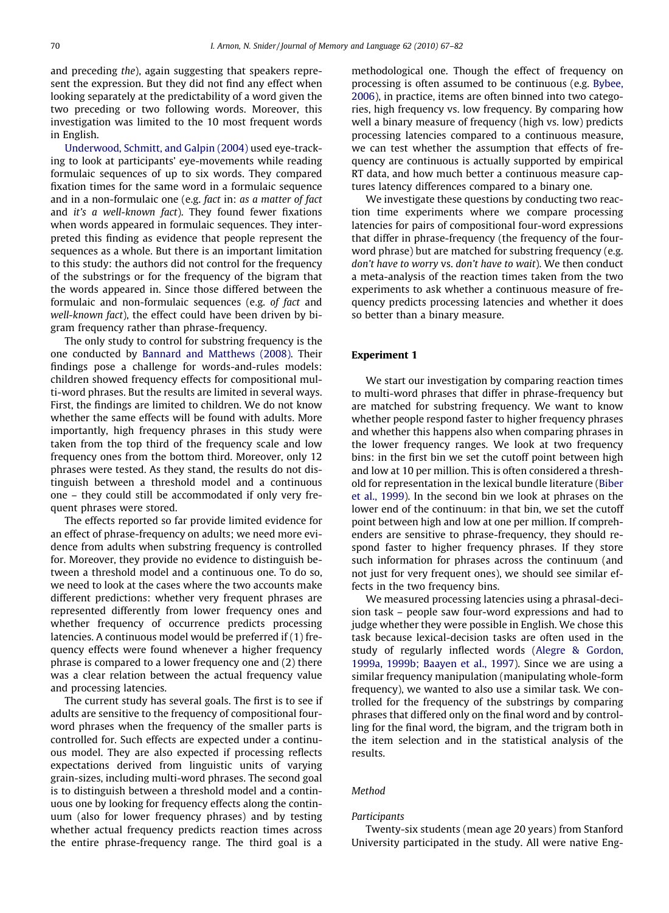and preceding *the*), again suggesting that speakers represent the expression. But they did not find any effect when looking separately at the predictability of a word given the two preceding or two following words. Moreover, this investigation was limited to the 10 most frequent words in English.

Underwood, Schmitt, and Galpin (2004) used eye-tracking to look at participants' eye-movements while reading formulaic sequences of up to six words. They compared fixation times for the same word in a formulaic sequence and in a non-formulaic one (e.g. *fact* in: *as a matter of fact* and *it's a well-known fact*). They found fewer fixations when words appeared in formulaic sequences. They interpreted this finding as evidence that people represent the sequences as a whole. But there is an important limitation to this study: the authors did not control for the frequency of the substrings or for the frequency of the bigram that the words appeared in. Since those differed between the formulaic and non-formulaic sequences (e.g. *of fact* and *well-known fact*), the effect could have been driven by bigram frequency rather than phrase-frequency.

The only study to control for substring frequency is the one conducted by Bannard and Matthews (2008). Their findings pose a challenge for words-and-rules models: children showed frequency effects for compositional multi-word phrases. But the results are limited in several ways. First, the findings are limited to children. We do not know whether the same effects will be found with adults. More importantly, high frequency phrases in this study were taken from the top third of the frequency scale and low frequency ones from the bottom third. Moreover, only 12 phrases were tested. As they stand, the results do not distinguish between a threshold model and a continuous one – they could still be accommodated if only very frequent phrases were stored.

The effects reported so far provide limited evidence for an effect of phrase-frequency on adults; we need more evidence from adults when substring frequency is controlled for. Moreover, they provide no evidence to distinguish between a threshold model and a continuous one. To do so, we need to look at the cases where the two accounts make different predictions: whether very frequent phrases are represented differently from lower frequency ones and whether frequency of occurrence predicts processing latencies. A continuous model would be preferred if (1) frequency effects were found whenever a higher frequency phrase is compared to a lower frequency one and (2) there was a clear relation between the actual frequency value and processing latencies.

The current study has several goals. The first is to see if adults are sensitive to the frequency of compositional four-word phrases when the frequency of the smaller parts is controlled for. Such effects are expected under a continuous model. They are also expected if processing reflects expectations derived from linguistic units of varying grain-sizes, including multi-word phrases. The second goal is to distinguish between a threshold model and a continuous one by looking for frequency effects along the continuum (also for lower frequency phrases) and by testing whether actual frequency predicts reaction times across the entire phrase-frequency range. The third goal is a methodological one. Though the effect of frequency on processing is often assumed to be continuous (e.g. Bybee, 2006), in practice, items are often binned into two categories, high frequency vs. low frequency. By comparing how well a binary measure of frequency (high vs. low) predicts processing latencies compared to a continuous measure, we can test whether the assumption that effects of frequency are continuous is actually supported by empirical RT data, and how much better a continuous measure captures latency differences compared to a binary one.

We investigate these questions by conducting two reaction time experiments where we compare processing latencies for pairs of compositional four-word expressions that differ in phrase-frequency (the frequency of the four-word phrase) but are matched for substring frequency (e.g. *don't have to worry* vs. *don't have to wait*). We then conduct a meta-analysis of the reaction times taken from the two experiments to ask whether a continuous measure of frequency predicts processing latencies and whether it does so better than a binary measure.

## Experiment 1

We start our investigation by comparing reaction times to multi-word phrases that differ in phrase-frequency but are matched for substring frequency. We want to know whether people respond faster to higher frequency phrases and whether this happens also when comparing phrases in the lower frequency ranges. We look at two frequency bins: in the first bin we set the cutoff point between high and low at 10 per million. This is often considered a threshold for representation in the lexical bundle literature (Biber et al., 1999). In the second bin we look at phrases on the lower end of the continuum: in that bin, we set the cutoff point between high and low at one per million. If comprehenders are sensitive to phrase-frequency, they should respond faster to higher frequency phrases. If they store such information for phrases across the continuum (and not just for very frequent ones), we should see similar effects in the two frequency bins.

We measured processing latencies using a phrasal-decision task – people saw four-word expressions and had to judge whether they were possible in English. We chose this task because lexical-decision tasks are often used in the study of regularly inflected words (Alegre & Gordon, 1999a, 1999b; Baayen et al., 1997). Since we are using a similar frequency manipulation (manipulating whole-form frequency), we wanted to also use a similar task. We controlled for the frequency of the substrings by comparing phrases that differed only on the final word and by controlling for the final word, the bigram, and the trigram both in the item selection and in the statistical analysis of the results.

### Method

#### Participants

Twenty-six students (mean age 20 years) from Stanford University participated in the study. All were native Eng-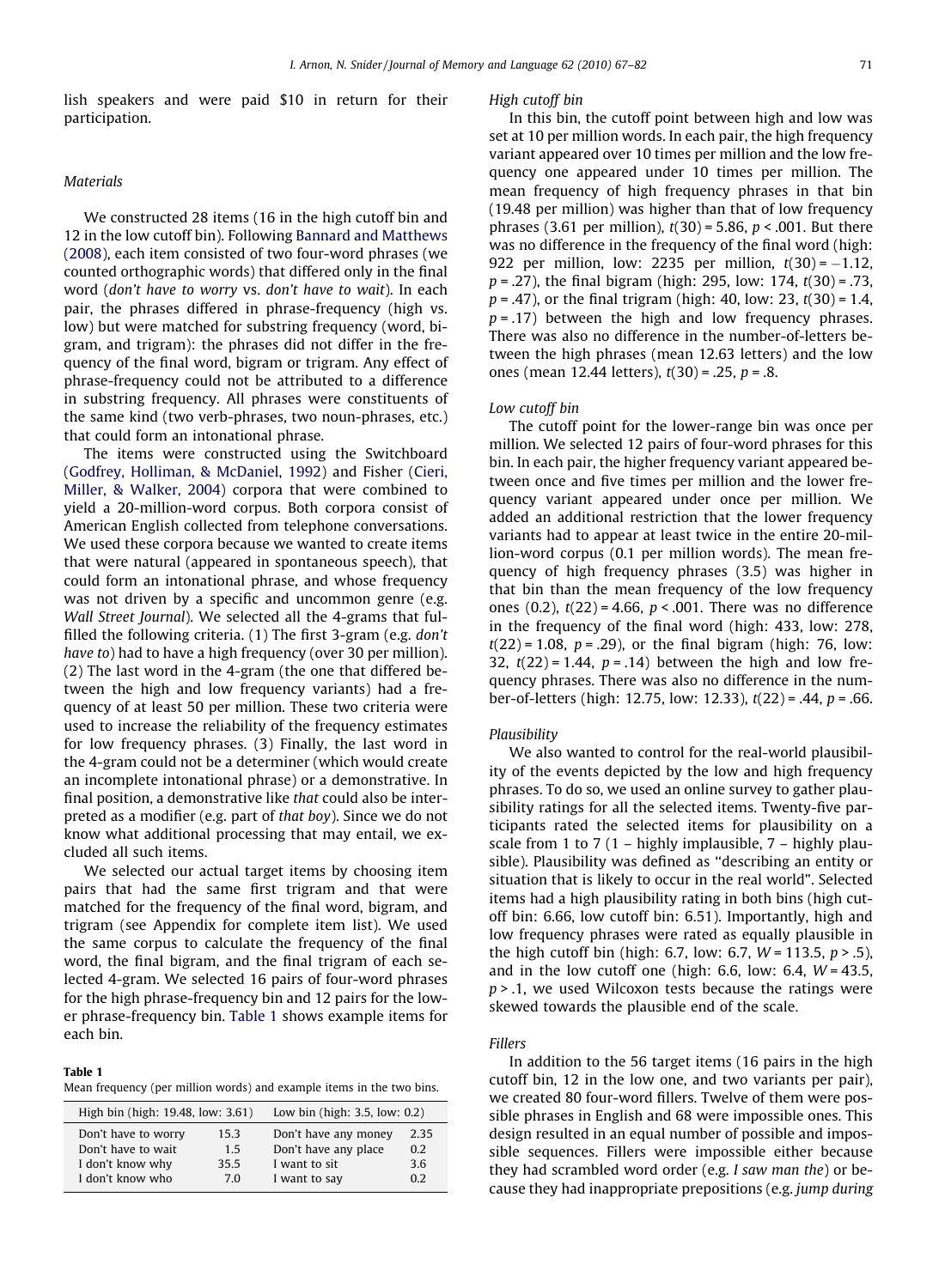lish speakers and were paid $10 in return for their participation.

### Materials

We constructed 28 items (16 in the high cutoff bin and 12 in the low cutoff bin). Following Bannard and Matthews (2008), each item consisted of two four-word phrases (we counted orthographic words) that differed only in the final word (*don't have to worry* vs. *don't have to wait*). In each pair, the phrases differed in phrase-frequency (high vs. low) but were matched for substring frequency (word, bigram, and trigram): the phrases did not differ in the frequency of the final word, bigram or trigram. Any effect of phrase-frequency could not be attributed to a difference in substring frequency. All phrases were constituents of the same kind (two verb-phrases, two noun-phrases, etc.) that could form an intonational phrase.

The items were constructed using the Switchboard (Godfrey, Holliman, & McDaniel, 1992) and Fisher (Cieri, Miller, & Walker, 2004) corpora that were combined to yield a 20-million-word corpus. Both corpora consist of American English collected from telephone conversations. We used these corpora because we wanted to create items that were natural (appeared in spontaneous speech), that could form an intonational phrase, and whose frequency was not driven by a specific and uncommon genre (e.g. *Wall Street Journal*). We selected all the 4-grams that fulfilled the following criteria. (1) The first 3-gram (e.g. *don't have to*) had to have a high frequency (over 30 per million). (2) The last word in the 4-gram (the one that differed between the high and low frequency variants) had a frequency of at least 50 per million. These two criteria were used to increase the reliability of the frequency estimates for low frequency phrases. (3) Finally, the last word in the 4-gram could not be a determiner (which would create an incomplete intonational phrase) or a demonstrative. In final position, a demonstrative like *that* could also be interpreted as a modifier (e.g. part of *that boy*). Since we do not know what additional processing that may entail, we excluded all such items.

We selected our actual target items by choosing item pairs that had the same first trigram and that were matched for the frequency of the final word, bigram, and trigram (see Appendix for complete item list). We used the same corpus to calculate the frequency of the final word, the final bigram, and the final trigram of each selected 4-gram. We selected 16 pairs of four-word phrases for the high phrase-frequency bin and 12 pairs for the lower phrase-frequency bin. Table 1 shows example items for each bin.

**Table 1**
Mean frequency (per million words) and example items in the two bins.

| High bin (high: 19.48, low: 3.61) | | Low bin (high: 3.5, low: 0.2) | |
|---|---|---|---|
| Don't have to worry | 15.3 | Don't have any money | 2.35 |
| Don't have to wait | 1.5 | Don't have any place | 0.2 |
| I don't know why | 35.5 | I want to sit | 3.6 |
| I don't know who | 7.0 | I want to say | 0.2 |

### High cutoff bin

In this bin, the cutoff point between high and low was set at 10 per million words. In each pair, the high frequency variant appeared over 10 times per million and the low frequency one appeared under 10 times per million. The mean frequency of high frequency phrases in that bin (19.48 per million) was higher than that of low frequency phrases (3.61 per million), $t(30) = 5.86$, $p < .001$. But there was no difference in the frequency of the final word (high: 922 per million, low: 2235 per million, $t(30) = -1.12$, $p = .27$), the final bigram (high: 295, low: 174, $t(30) = .73$, $p = .47$), or the final trigram (high: 40, low: 23, $t(30) = 1.4$, $p = .17$) between the high and low frequency phrases. There was also no difference in the number-of-letters between the high phrases (mean 12.63 letters) and the low ones (mean 12.44 letters), $t(30) = .25$, $p = .8$.

### Low cutoff bin

The cutoff point for the lower-range bin was once per million. We selected 12 pairs of four-word phrases for this bin. In each pair, the higher frequency variant appeared between once and five times per million and the lower frequency variant appeared under once per million. We added an additional restriction that the lower frequency variants had to appear at least twice in the entire 20-million-word corpus (0.1 per million words). The mean frequency of high frequency phrases (3.5) was higher in that bin than the mean frequency of the low frequency ones (0.2), $t(22) = 4.66$, $p < .001$. There was no difference in the frequency of the final word (high: 433, low: 278, $t(22) = 1.08$, $p = .29$), or the final bigram (high: 76, low: 32, $t(22) = 1.44$, $p = .14$) between the high and low frequency phrases. There was also no difference in the number-of-letters (high: 12.75, low: 12.33), $t(22) = .44$, $p = .66$.

### Plausibility

We also wanted to control for the real-world plausibility of the events depicted by the low and high frequency phrases. To do so, we used an online survey to gather plausibility ratings for all the selected items. Twenty-five participants rated the selected items for plausibility on a scale from 1 to 7 (1 – highly implausible, 7 – highly plausible). Plausibility was defined as "describing an entity or situation that is likely to occur in the real world". Selected items had a high plausibility rating in both bins (high cutoff bin: 6.66, low cutoff bin: 6.51). Importantly, high and low frequency phrases were rated as equally plausible in the high cutoff bin (high: 6.7, low: 6.7, $W = 113.5$, $p > .5$), and in the low cutoff one (high: 6.6, low: 6.4, $W = 43.5$, $p > .1$, we used Wilcoxon tests because the ratings were skewed towards the plausible end of the scale.

### Fillers

In addition to the 56 target items (16 pairs in the high cutoff bin, 12 in the low one, and two variants per pair), we created 80 four-word fillers. Twelve of them were possible phrases in English and 68 were impossible ones. This design resulted in an equal number of possible and impossible sequences. Fillers were impossible either because they had scrambled word order (e.g. *I saw man the*) or because they had inappropriate prepositions (e.g. *jump during*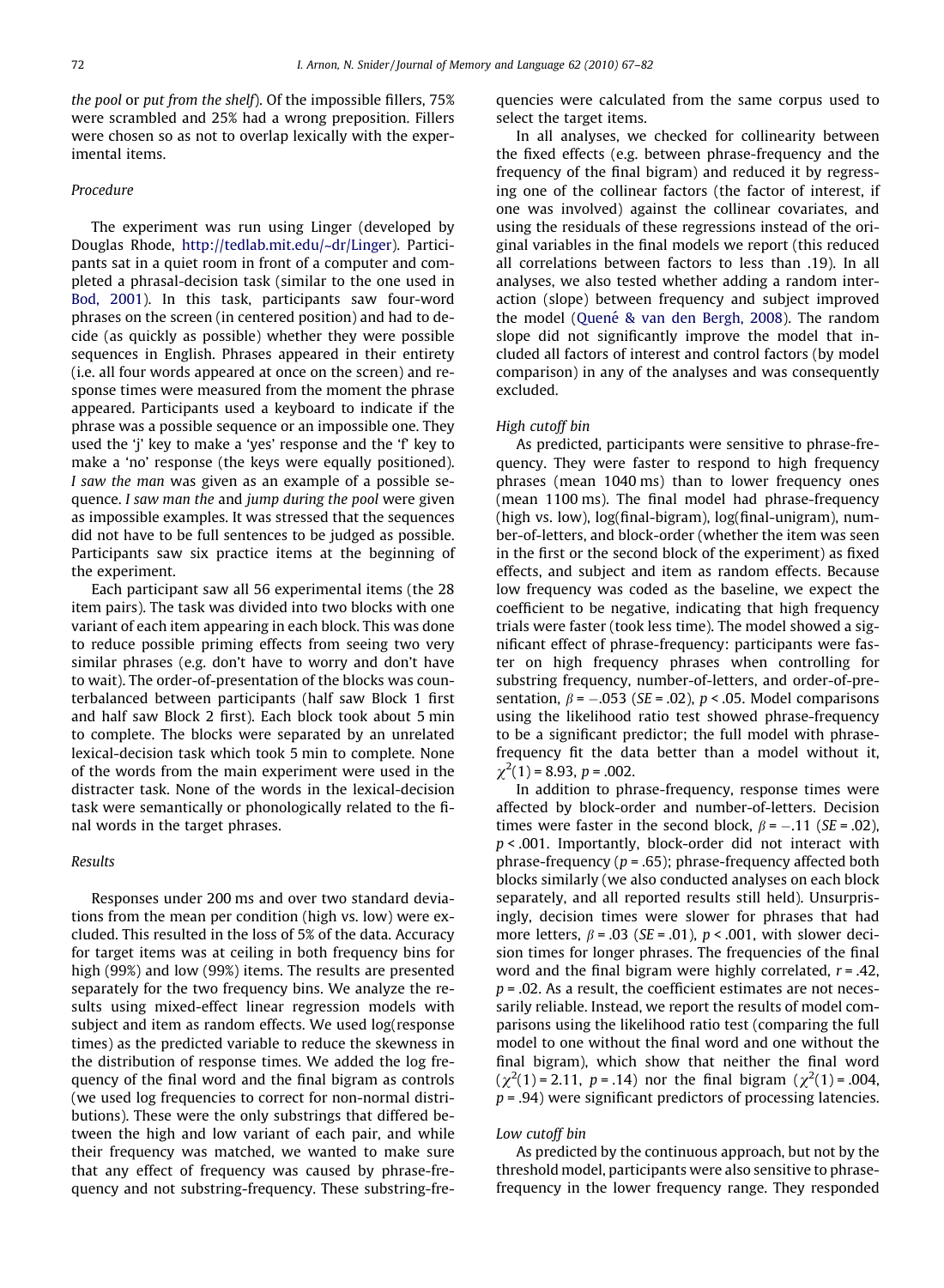*the pool* or *put from the shelf*). Of the impossible fillers, 75% were scrambled and 25% had a wrong preposition. Fillers were chosen so as not to overlap lexically with the experimental items.

### Procedure

The experiment was run using Linger (developed by Douglas Rhode, http://tedlab.mit.edu/~dr/Linger). Participants sat in a quiet room in front of a computer and completed a phrasal-decision task (similar to the one used in Bod, 2001). In this task, participants saw four-word phrases on the screen (in centered position) and had to decide (as quickly as possible) whether they were possible sequences in English. Phrases appeared in their entirety (i.e. all four words appeared at once on the screen) and response times were measured from the moment the phrase appeared. Participants used a keyboard to indicate if the phrase was a possible sequence or an impossible one. They used the 'j' key to make a 'yes' response and the 'f' key to make a 'no' response (the keys were equally positioned). *I saw the man* was given as an example of a possible sequence. *I saw man the* and *jump during the pool* were given as impossible examples. It was stressed that the sequences did not have to be full sentences to be judged as possible. Participants saw six practice items at the beginning of the experiment.

Each participant saw all 56 experimental items (the 28 item pairs). The task was divided into two blocks with one variant of each item appearing in each block. This was done to reduce possible priming effects from seeing two very similar phrases (e.g. don't have to worry and don't have to wait). The order-of-presentation of the blocks was counterbalanced between participants (half saw Block 1 first and half saw Block 2 first). Each block took about 5 min to complete. The blocks were separated by an unrelated lexical-decision task which took 5 min to complete. None of the words from the main experiment were used in the distracter task. None of the words in the lexical-decision task were semantically or phonologically related to the final words in the target phrases.

### Results

Responses under 200 ms and over two standard deviations from the mean per condition (high vs. low) were excluded. This resulted in the loss of 5% of the data. Accuracy for target items was at ceiling in both frequency bins for high (99%) and low (99%) items. The results are presented separately for the two frequency bins. We analyze the results using mixed-effect linear regression models with subject and item as random effects. We used log(response times) as the predicted variable to reduce the skewness in the distribution of response times. We added the log frequency of the final word and the final bigram as controls (we used log frequencies to correct for non-normal distributions). These were the only substrings that differed between the high and low variant of each pair, and while their frequency was matched, we wanted to make sure that any effect of frequency was caused by phrase-frequency and not substring-frequency. These substring-frequencies were calculated from the same corpus used to select the target items.

In all analyses, we checked for collinearity between the fixed effects (e.g. between phrase-frequency and the frequency of the final bigram) and reduced it by regressing one of the collinear factors (the factor of interest, if one was involved) against the collinear covariates, and using the residuals of these regressions instead of the original variables in the final models we report (this reduced all correlations between factors to less than .19). In all analyses, we also tested whether adding a random interaction (slope) between frequency and subject improved the model (Quené & van den Bergh, 2008). The random slope did not significantly improve the model that included all factors of interest and control factors (by model comparison) in any of the analyses and was consequently excluded.

#### High cutoff bin

As predicted, participants were sensitive to phrase-frequency. They were faster to respond to high frequency phrases (mean 1040 ms) than to lower frequency ones (mean 1100 ms). The final model had phrase-frequency (high vs. low), log(final-bigram), log(final-unigram), number-of-letters, and block-order (whether the item was seen in the first or the second block of the experiment) as fixed effects, and subject and item as random effects. Because low frequency was coded as the baseline, we expect the coefficient to be negative, indicating that high frequency trials were faster (took less time). The model showed a significant effect of phrase-frequency: participants were faster on high frequency phrases when controlling for substring frequency, number-of-letters, and order-of-presentation, $\beta = -.053$ ($SE = .02$), $p < .05$. Model comparisons using the likelihood ratio test showed phrase-frequency to be a significant predictor; the full model with phrase-frequency fit the data better than a model without it, $\chi^2(1) = 8.93$, $p = .002$.

In addition to phrase-frequency, response times were affected by block-order and number-of-letters. Decision times were faster in the second block, $\beta = -.11$ ($SE = .02$), $p < .001$. Importantly, block-order did not interact with phrase-frequency ($p = .65$); phrase-frequency affected both blocks similarly (we also conducted analyses on each block separately, and all reported results still held). Unsurprisingly, decision times were slower for phrases that had more letters, $\beta = .03$ ($SE = .01$), $p < .001$, with slower decision times for longer phrases. The frequencies of the final word and the final bigram were highly correlated, $r = .42$, $p = .02$. As a result, the coefficient estimates are not necessarily reliable. Instead, we report the results of model comparisons using the likelihood ratio test (comparing the full model to one without the final word and one without the final bigram), which show that neither the final word ($\chi^2(1) = 2.11$, $p = .14$) nor the final bigram ($\chi^2(1) = .004$, $p = .94$) were significant predictors of processing latencies.

#### Low cutoff bin

As predicted by the continuous approach, but not by the threshold model, participants were also sensitive to phrase-frequency in the lower frequency range. They responded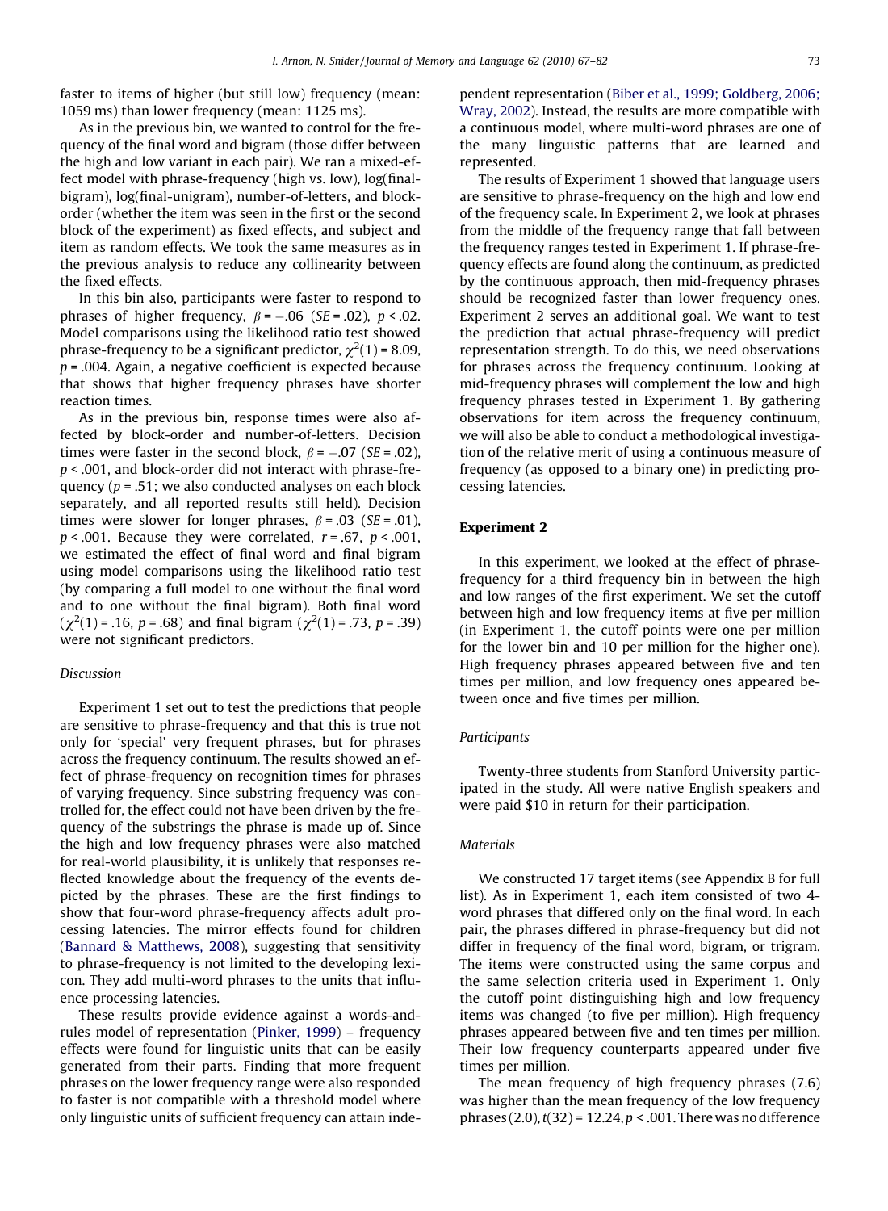faster to items of higher (but still low) frequency (mean: 1059 ms) than lower frequency (mean: 1125 ms).

As in the previous bin, we wanted to control for the frequency of the final word and bigram (those differ between the high and low variant in each pair). We ran a mixed-effect model with phrase-frequency (high vs. low), log(final-bigram), log(final-unigram), number-of-letters, and block-order (whether the item was seen in the first or the second block of the experiment) as fixed effects, and subject and item as random effects. We took the same measures as in the previous analysis to reduce any collinearity between the fixed effects.

In this bin also, participants were faster to respond to phrases of higher frequency, $\beta = -.06$ ($SE = .02$), $p < .02$. Model comparisons using the likelihood ratio test showed phrase-frequency to be a significant predictor, $\chi^2(1) = 8.09$, $p = .004$. Again, a negative coefficient is expected because that shows that higher frequency phrases have shorter reaction times.

As in the previous bin, response times were also affected by block-order and number-of-letters. Decision times were faster in the second block, $\beta = -.07$ ($SE = .02$), $p < .001$, and block-order did not interact with phrase-frequency ($p = .51$; we also conducted analyses on each block separately, and all reported results still held). Decision times were slower for longer phrases, $\beta = .03$ ($SE = .01$), $p < .001$. Because they were correlated, $r = .67$, $p < .001$, we estimated the effect of final word and final bigram using model comparisons using the likelihood ratio test (by comparing a full model to one without the final word and to one without the final bigram). Both final word ($\chi^2(1) = .16$, $p = .68$) and final bigram ($\chi^2(1) = .73$, $p = .39$) were not significant predictors.

### Discussion

Experiment 1 set out to test the predictions that people are sensitive to phrase-frequency and that this is true not only for 'special' very frequent phrases, but for phrases across the frequency continuum. The results showed an effect of phrase-frequency on recognition times for phrases of varying frequency. Since substring frequency was controlled for, the effect could not have been driven by the frequency of the substrings the phrase is made up of. Since the high and low frequency phrases were also matched for real-world plausibility, it is unlikely that responses reflected knowledge about the frequency of the events depicted by the phrases. These are the first findings to show that four-word phrase-frequency affects adult processing latencies. The mirror effects found for children (Bannard & Matthews, 2008), suggesting that sensitivity to phrase-frequency is not limited to the developing lexicon. They add multi-word phrases to the units that influence processing latencies.

These results provide evidence against a words-and-rules model of representation (Pinker, 1999) – frequency effects were found for linguistic units that can be easily generated from their parts. Finding that more frequent phrases on the lower frequency range were also responded to faster is not compatible with a threshold model where only linguistic units of sufficient frequency can attain independent representation (Biber et al., 1999; Goldberg, 2006; Wray, 2002). Instead, the results are more compatible with a continuous model, where multi-word phrases are one of the many linguistic patterns that are learned and represented.

The results of Experiment 1 showed that language users are sensitive to phrase-frequency on the high and low end of the frequency scale. In Experiment 2, we look at phrases from the middle of the frequency range that fall between the frequency ranges tested in Experiment 1. If phrase-frequency effects are found along the continuum, as predicted by the continuous approach, then mid-frequency phrases should be recognized faster than lower frequency ones. Experiment 2 serves an additional goal. We want to test the prediction that actual phrase-frequency will predict representation strength. To do this, we need observations for phrases across the frequency continuum. Looking at mid-frequency phrases will complement the low and high frequency phrases tested in Experiment 1. By gathering observations for item across the frequency continuum, we will also be able to conduct a methodological investigation of the relative merit of using a continuous measure of frequency (as opposed to a binary one) in predicting processing latencies.

## Experiment 2

In this experiment, we looked at the effect of phrase-frequency for a third frequency bin in between the high and low ranges of the first experiment. We set the cutoff between high and low frequency items at five per million (in Experiment 1, the cutoff points were one per million for the lower bin and 10 per million for the higher one). High frequency phrases appeared between five and ten times per million, and low frequency ones appeared between once and five times per million.

### Participants

Twenty-three students from Stanford University participated in the study. All were native English speakers and were paid $10 in return for their participation.

### Materials

We constructed 17 target items (see Appendix B for full list). As in Experiment 1, each item consisted of two 4-word phrases that differed only on the final word. In each pair, the phrases differed in phrase-frequency but did not differ in frequency of the final word, bigram, or trigram. The items were constructed using the same corpus and the same selection criteria used in Experiment 1. Only the cutoff point distinguishing high and low frequency items was changed (to five per million). High frequency phrases appeared between five and ten times per million. Their low frequency counterparts appeared under five times per million.

The mean frequency of high frequency phrases (7.6) was higher than the mean frequency of the low frequency phrases (2.0), $t(32) = 12.24$, $p < .001$. There was no difference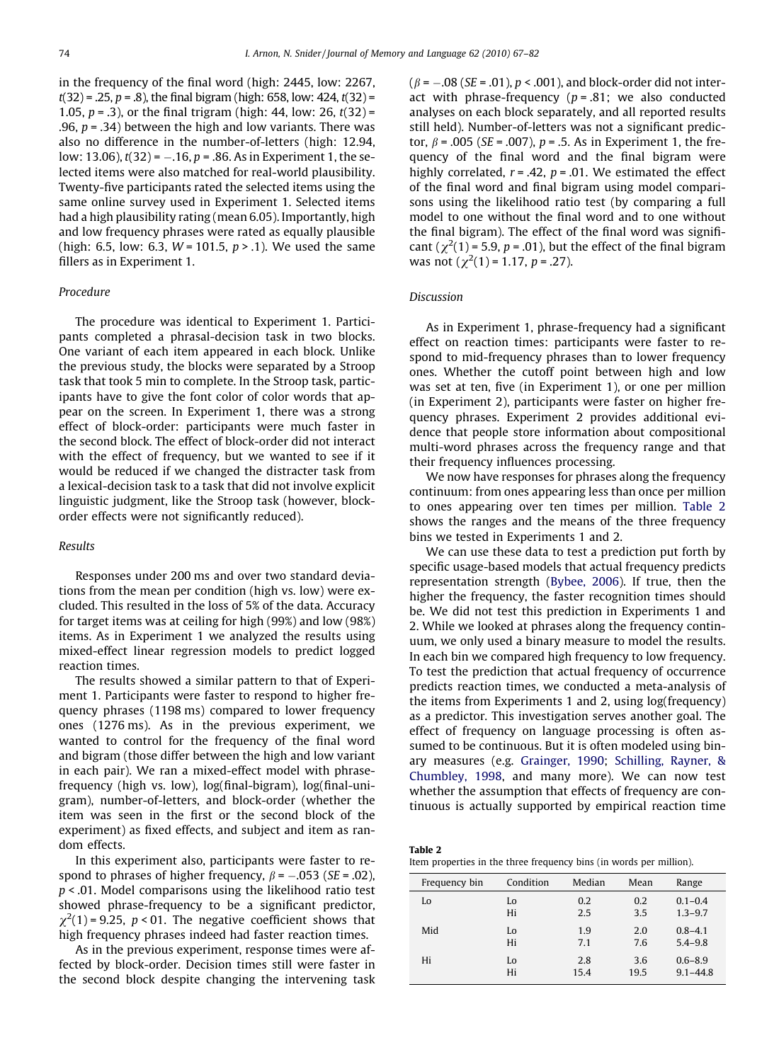in the frequency of the final word (high: 2445, low: 2267, $t(32) = .25$, $p = .8$), the final bigram (high: 658, low: 424, $t(32) = 1.05$, $p = .3$), or the final trigram (high: 44, low: 26, $t(32) = .96$, $p = .34$) between the high and low variants. There was also no difference in the number-of-letters (high: 12.94, low: 13.06), $t(32) = -.16$, $p = .86$. As in Experiment 1, the selected items were also matched for real-world plausibility. Twenty-five participants rated the selected items using the same online survey used in Experiment 1. Selected items had a high plausibility rating (mean 6.05). Importantly, high and low frequency phrases were rated as equally plausible (high: 6.5, low: 6.3, $W = 101.5$, $p > .1$). We used the same fillers as in Experiment 1.

### Procedure

The procedure was identical to Experiment 1. Participants completed a phrasal-decision task in two blocks. One variant of each item appeared in each block. Unlike the previous study, the blocks were separated by a Stroop task that took 5 min to complete. In the Stroop task, participants have to give the font color of color words that appear on the screen. In Experiment 1, there was a strong effect of block-order: participants were much faster in the second block. The effect of block-order did not interact with the effect of frequency, but we wanted to see if it would be reduced if we changed the distracter task from a lexical-decision task to a task that did not involve explicit linguistic judgment, like the Stroop task (however, block-order effects were not significantly reduced).

### Results

Responses under 200 ms and over two standard deviations from the mean per condition (high vs. low) were excluded. This resulted in the loss of 5% of the data. Accuracy for target items was at ceiling for high (99%) and low (98%) items. As in Experiment 1 we analyzed the results using mixed-effect linear regression models to predict logged reaction times.

The results showed a similar pattern to that of Experiment 1. Participants were faster to respond to higher frequency phrases (1198 ms) compared to lower frequency ones (1276 ms). As in the previous experiment, we wanted to control for the frequency of the final word and bigram (those differ between the high and low variant in each pair). We ran a mixed-effect model with phrase-frequency (high vs. low), log(final-bigram), log(final-unigram), number-of-letters, and block-order (whether the item was seen in the first or the second block of the experiment) as fixed effects, and subject and item as random effects.

In this experiment also, participants were faster to respond to phrases of higher frequency, $\beta = -.053$ ($SE = .02$), $p < .01$. Model comparisons using the likelihood ratio test showed phrase-frequency to be a significant predictor, $\chi^2(1) = 9.25$, $p < 01$. The negative coefficient shows that high frequency phrases indeed had faster reaction times.

As in the previous experiment, response times were affected by block-order. Decision times still were faster in the second block despite changing the intervening task ($\beta = -.08$ ($SE = .01$), $p < .001$), and block-order did not interact with phrase-frequency ($p = .81$; we also conducted analyses on each block separately, and all reported results still held). Number-of-letters was not a significant predictor, $\beta = .005$ ($SE = .007$), $p = .5$. As in Experiment 1, the frequency of the final word and the final bigram were highly correlated, $r = .42$, $p = .01$. We estimated the effect of the final word and final bigram using model comparisons using the likelihood ratio test (by comparing a full model to one without the final word and to one without the final bigram). The effect of the final word was significant ($\chi^2(1) = 5.9$, $p = .01$), but the effect of the final bigram was not ($\chi^2(1) = 1.17$, $p = .27$).

### Discussion

As in Experiment 1, phrase-frequency had a significant effect on reaction times: participants were faster to respond to mid-frequency phrases than to lower frequency ones. Whether the cutoff point between high and low was set at ten, five (in Experiment 1), or one per million (in Experiment 2), participants were faster on higher frequency phrases. Experiment 2 provides additional evidence that people store information about compositional multi-word phrases across the frequency range and that their frequency influences processing.

We now have responses for phrases along the frequency continuum: from ones appearing less than once per million to ones appearing over ten times per million. Table 2 shows the ranges and the means of the three frequency bins we tested in Experiments 1 and 2.

We can use these data to test a prediction put forth by specific usage-based models that actual frequency predicts representation strength (Bybee, 2006). If true, then the higher the frequency, the faster recognition times should be. We did not test this prediction in Experiments 1 and 2. While we looked at phrases along the frequency continuum, we only used a binary measure to model the results. In each bin we compared high frequency to low frequency. To test the prediction that actual frequency of occurrence predicts reaction times, we conducted a meta-analysis of the items from Experiments 1 and 2, using log(frequency) as a predictor. This investigation serves another goal. The effect of frequency on language processing is often assumed to be continuous. But it is often modeled using binary measures (e.g. Grainger, 1990; Schilling, Rayner, & Chumbley, 1998, and many more). We can now test whether the assumption that effects of frequency are continuous is actually supported by empirical reaction time

**Table 2**
Item properties in the three frequency bins (in words per million).

| Frequency bin | Condition | Median | Mean | Range |
|---|---|---|---|---|
| Lo | Lo | 0.2 | 0.2 | 0.1–0.4 |
| | Hi | 2.5 | 3.5 | 1.3–9.7 |
| Mid | Lo | 1.9 | 2.0 | 0.8–4.1 |
| | Hi | 7.1 | 7.6 | 5.4–9.8 |
| Hi | Lo | 2.8 | 3.6 | 0.6–8.9 |
| | Hi | 15.4 | 19.5 | 9.1–44.8 |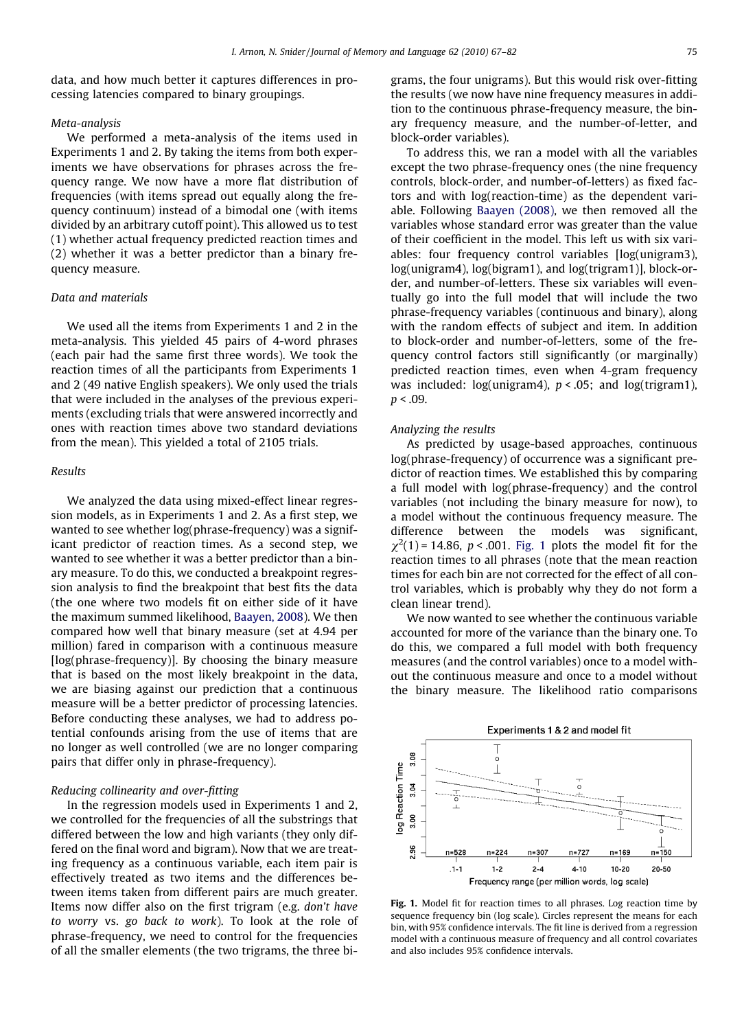data, and how much better it captures differences in processing latencies compared to binary groupings.

### *Meta-analysis*

We performed a meta-analysis of the items used in Experiments 1 and 2. By taking the items from both experiments we have observations for phrases across the frequency range. We now have a more flat distribution of frequencies (with items spread out equally along the frequency continuum) instead of a bimodal one (with items divided by an arbitrary cutoff point). This allowed us to test (1) whether actual frequency predicted reaction times and (2) whether it was a better predictor than a binary frequency measure.

### *Data and materials*

We used all the items from Experiments 1 and 2 in the meta-analysis. This yielded 45 pairs of 4-word phrases (each pair had the same first three words). We took the reaction times of all the participants from Experiments 1 and 2 (49 native English speakers). We only used the trials that were included in the analyses of the previous experiments (excluding trials that were answered incorrectly and ones with reaction times above two standard deviations from the mean). This yielded a total of 2105 trials.

### *Results*

We analyzed the data using mixed-effect linear regression models, as in Experiments 1 and 2. As a first step, we wanted to see whether log(phrase-frequency) was a significant predictor of reaction times. As a second step, we wanted to see whether it was a better predictor than a binary measure. To do this, we conducted a breakpoint regression analysis to find the breakpoint that best fits the data (the one where two models fit on either side of it have the maximum summed likelihood, Baayen, 2008). We then compared how well that binary measure (set at 4.94 per million) fared in comparison with a continuous measure [log(phrase-frequency)]. By choosing the binary measure that is based on the most likely breakpoint in the data, we are biasing against our prediction that a continuous measure will be a better predictor of processing latencies. Before conducting these analyses, we had to address potential confounds arising from the use of items that are no longer as well controlled (we are no longer comparing pairs that differ only in phrase-frequency).

### *Reducing collinearity and over-fitting*

In the regression models used in Experiments 1 and 2, we controlled for the frequencies of all the substrings that differed between the low and high variants (they only differed on the final word and bigram). Now that we are treating frequency as a continuous variable, each item pair is effectively treated as two items and the differences between items taken from different pairs are much greater. Items now differ also on the first trigram (e.g. *don't have to worry* vs. *go back to work*). To look at the role of phrase-frequency, we need to control for the frequencies of all the smaller elements (the two trigrams, the three bigrams, the four unigrams). But this would risk over-fitting the results (we now have nine frequency measures in addition to the continuous phrase-frequency measure, the binary frequency measure, and the number-of-letter, and block-order variables).

To address this, we ran a model with all the variables except the two phrase-frequency ones (the nine frequency controls, block-order, and number-of-letters) as fixed factors and with log(reaction-time) as the dependent variable. Following Baayen (2008), we then removed all the variables whose standard error was greater than the value of their coefficient in the model. This left us with six variables: four frequency control variables [log(unigram3), log(unigram4), log(bigram1), and log(trigram1)], block-order, and number-of-letters. These six variables will eventually go into the full model that will include the two phrase-frequency variables (continuous and binary), along with the random effects of subject and item. In addition to block-order and number-of-letters, some of the frequency control factors still significantly (or marginally) predicted reaction times, even when 4-gram frequency was included: log(unigram4), $p < .05$; and log(trigram1), $p < .09$.

### *Analyzing the results*

As predicted by usage-based approaches, continuous log(phrase-frequency) of occurrence was a significant predictor of reaction times. We established this by comparing a full model with log(phrase-frequency) and the control variables (not including the binary measure for now), to a model without the continuous frequency measure. The difference between the models was significant, $\chi^2(1) = 14.86$, $p < .001$. Fig. 1 plots the model fit for the reaction times to all phrases (note that the mean reaction times for each bin are not corrected for the effect of all control variables, which is probably why they do not form a clean linear trend).

We now wanted to see whether the continuous variable accounted for more of the variance than the binary one. To do this, we compared a full model with both frequency measures (and the control variables) once to a model without the continuous measure and once to a model without the binary measure. The likelihood ratio comparisons

Experiments 1 & 2 and model fit

log Reaction Time

3.08
3.04
3.00
2.96

n=528 n=224 n=307 n=727 n=169 n=150

.1-1 1-2 2-4 4-10 10-20 20-50

Frequency range (per million words, log scale)

**Fig. 1.** Model fit for reaction times to all phrases. Log reaction time by sequence frequency bin (log scale). Circles represent the means for each bin, with 95% confidence intervals. The fit line is derived from a regression model with a continuous measure of frequency and all control covariates and also includes 95% confidence intervals.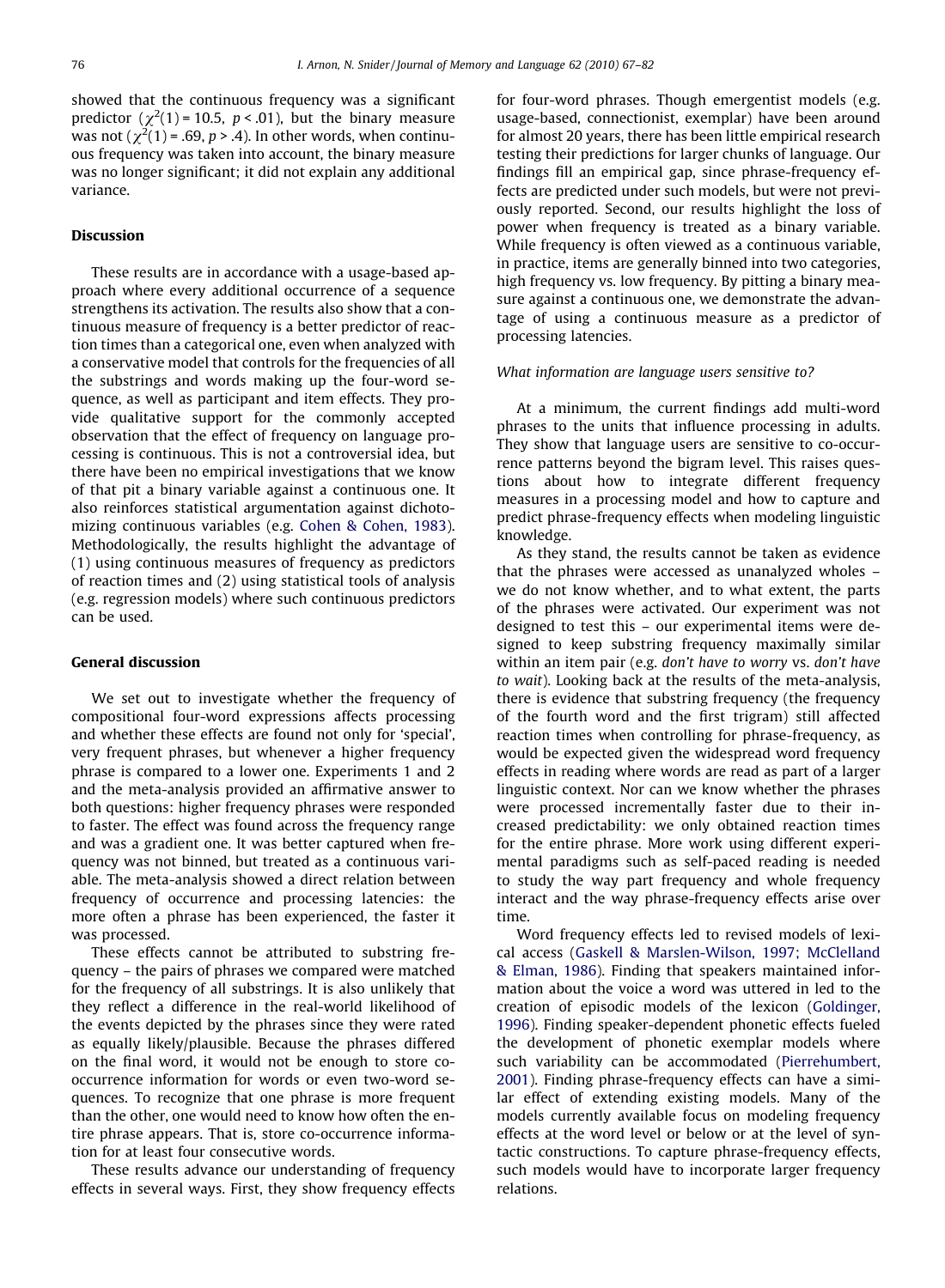showed that the continuous frequency was a significant predictor ($\chi^2(1) = 10.5$, $p < .01$), but the binary measure was not ($\chi^2(1) = .69$, $p > .4$). In other words, when continuous frequency was taken into account, the binary measure was no longer significant; it did not explain any additional variance.

## Discussion

These results are in accordance with a usage-based approach where every additional occurrence of a sequence strengthens its activation. The results also show that a continuous measure of frequency is a better predictor of reaction times than a categorical one, even when analyzed with a conservative model that controls for the frequencies of all the substrings and words making up the four-word sequence, as well as participant and item effects. They provide qualitative support for the commonly accepted observation that the effect of frequency on language processing is continuous. This is not a controversial idea, but there have been no empirical investigations that we know of that pit a binary variable against a continuous one. It also reinforces statistical argumentation against dichotomizing continuous variables (e.g. Cohen & Cohen, 1983). Methodologically, the results highlight the advantage of (1) using continuous measures of frequency as predictors of reaction times and (2) using statistical tools of analysis (e.g. regression models) where such continuous predictors can be used.

## General discussion

We set out to investigate whether the frequency of compositional four-word expressions affects processing and whether these effects are found not only for 'special', very frequent phrases, but whenever a higher frequency phrase is compared to a lower one. Experiments 1 and 2 and the meta-analysis provided an affirmative answer to both questions: higher frequency phrases were responded to faster. The effect was found across the frequency range and was a gradient one. It was better captured when frequency was not binned, but treated as a continuous variable. The meta-analysis showed a direct relation between frequency of occurrence and processing latencies: the more often a phrase has been experienced, the faster it was processed.

These effects cannot be attributed to substring frequency – the pairs of phrases we compared were matched for the frequency of all substrings. It is also unlikely that they reflect a difference in the real-world likelihood of the events depicted by the phrases since they were rated as equally likely/plausible. Because the phrases differed on the final word, it would not be enough to store co-occurrence information for words or even two-word sequences. To recognize that one phrase is more frequent than the other, one would need to know how often the entire phrase appears. That is, store co-occurrence information for at least four consecutive words.

These results advance our understanding of frequency effects in several ways. First, they show frequency effects for four-word phrases. Though emergentist models (e.g. usage-based, connectionist, exemplar) have been around for almost 20 years, there has been little empirical research testing their predictions for larger chunks of language. Our findings fill an empirical gap, since phrase-frequency effects are predicted under such models, but were not previously reported. Second, our results highlight the loss of power when frequency is treated as a binary variable. While frequency is often viewed as a continuous variable, in practice, items are generally binned into two categories, high frequency vs. low frequency. By pitting a binary measure against a continuous one, we demonstrate the advantage of using a continuous measure as a predictor of processing latencies.

### *What information are language users sensitive to?*

At a minimum, the current findings add multi-word phrases to the units that influence processing in adults. They show that language users are sensitive to co-occurrence patterns beyond the bigram level. This raises questions about how to integrate different frequency measures in a processing model and how to capture and predict phrase-frequency effects when modeling linguistic knowledge.

As they stand, the results cannot be taken as evidence that the phrases were accessed as unanalyzed wholes – we do not know whether, and to what extent, the parts of the phrases were activated. Our experiment was not designed to test this – our experimental items were designed to keep substring frequency maximally similar within an item pair (e.g. *don't have to worry* vs. *don't have to wait*). Looking back at the results of the meta-analysis, there is evidence that substring frequency (the frequency of the fourth word and the first trigram) still affected reaction times when controlling for phrase-frequency, as would be expected given the widespread word frequency effects in reading where words are read as part of a larger linguistic context. Nor can we know whether the phrases were processed incrementally faster due to their increased predictability: we only obtained reaction times for the entire phrase. More work using different experimental paradigms such as self-paced reading is needed to study the way part frequency and whole frequency interact and the way phrase-frequency effects arise over time.

Word frequency effects led to revised models of lexical access (Gaskell & Marslen-Wilson, 1997; McClelland & Elman, 1986). Finding that speakers maintained information about the voice a word was uttered in led to the creation of episodic models of the lexicon (Goldinger, 1996). Finding speaker-dependent phonetic effects fueled the development of phonetic exemplar models where such variability can be accommodated (Pierrehumbert, 2001). Finding phrase-frequency effects can have a similar effect of extending existing models. Many of the models currently available focus on modeling frequency effects at the word level or below or at the level of syntactic constructions. To capture phrase-frequency effects, such models would have to incorporate larger frequency relations.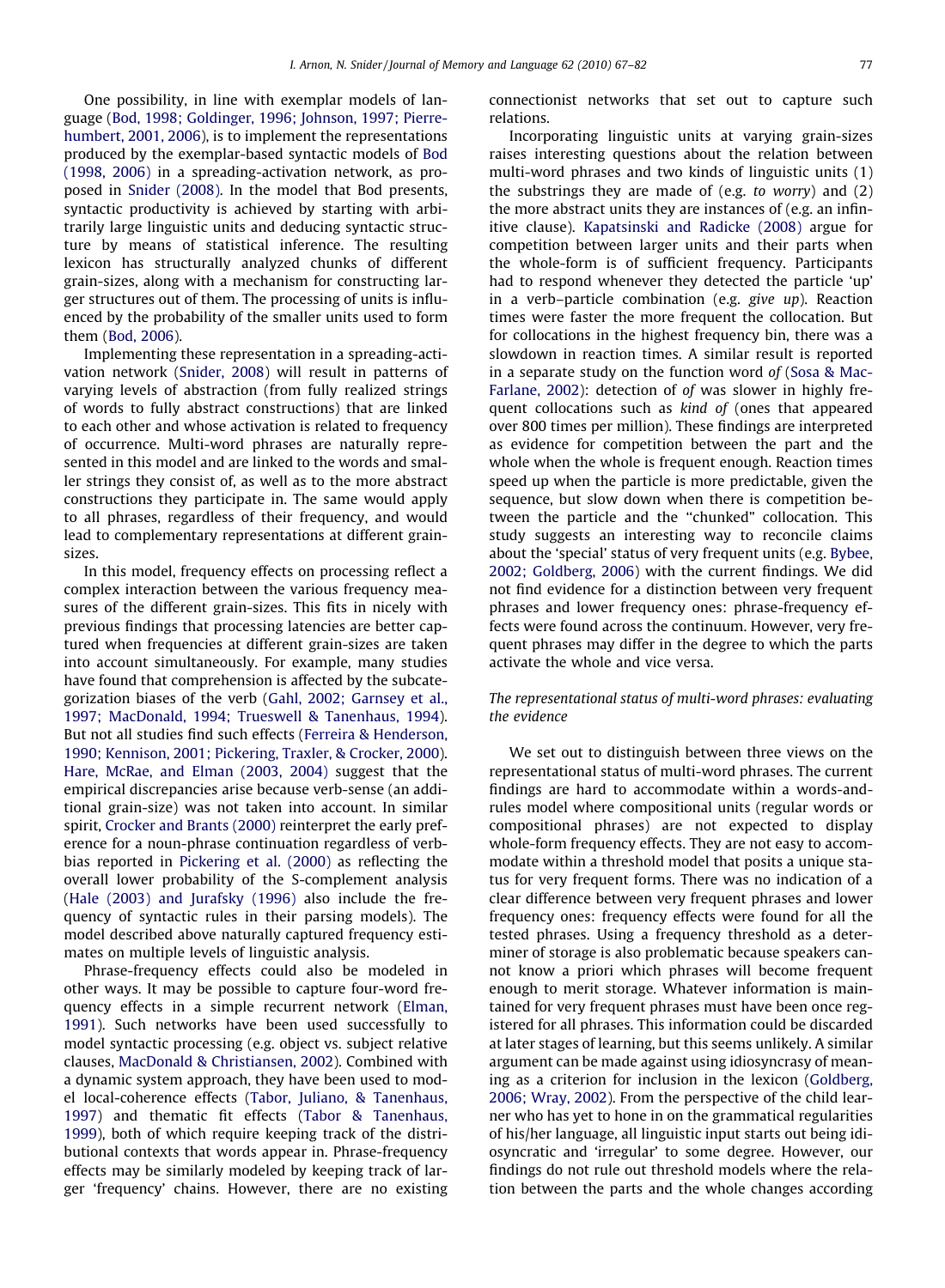One possibility, in line with exemplar models of language (Bod, 1998; Goldinger, 1996; Johnson, 1997; Pierrehumbert, 2001, 2006), is to implement the representations produced by the exemplar-based syntactic models of Bod (1998, 2006) in a spreading-activation network, as proposed in Snider (2008). In the model that Bod presents, syntactic productivity is achieved by starting with arbitrarily large linguistic units and deducing syntactic structure by means of statistical inference. The resulting lexicon has structurally analyzed chunks of different grain-sizes, along with a mechanism for constructing larger structures out of them. The processing of units is influenced by the probability of the smaller units used to form them (Bod, 2006).

Implementing these representation in a spreading-activation network (Snider, 2008) will result in patterns of varying levels of abstraction (from fully realized strings of words to fully abstract constructions) that are linked to each other and whose activation is related to frequency of occurrence. Multi-word phrases are naturally represented in this model and are linked to the words and smaller strings they consist of, as well as to the more abstract constructions they participate in. The same would apply to all phrases, regardless of their frequency, and would lead to complementary representations at different grain-sizes.

In this model, frequency effects on processing reflect a complex interaction between the various frequency measures of the different grain-sizes. This fits in nicely with previous findings that processing latencies are better captured when frequencies at different grain-sizes are taken into account simultaneously. For example, many studies have found that comprehension is affected by the subcategorization biases of the verb (Gahl, 2002; Garnsey et al., 1997; MacDonald, 1994; Trueswell & Tanenhaus, 1994). But not all studies find such effects (Ferreira & Henderson, 1990; Kennison, 2001; Pickering, Traxler, & Crocker, 2000). Hare, McRae, and Elman (2003, 2004) suggest that the empirical discrepancies arise because verb-sense (an additional grain-size) was not taken into account. In similar spirit, Crocker and Brants (2000) reinterpret the early preference for a noun-phrase continuation regardless of verb-bias reported in Pickering et al. (2000) as reflecting the overall lower probability of the S-complement analysis (Hale (2003) and Jurafsky (1996) also include the frequency of syntactic rules in their parsing models). The model described above naturally captured frequency estimates on multiple levels of linguistic analysis.

Phrase-frequency effects could also be modeled in other ways. It may be possible to capture four-word frequency effects in a simple recurrent network (Elman, 1991). Such networks have been used successfully to model syntactic processing (e.g. object vs. subject relative clauses, MacDonald & Christiansen, 2002). Combined with a dynamic system approach, they have been used to model local-coherence effects (Tabor, Juliano, & Tanenhaus, 1997) and thematic fit effects (Tabor & Tanenhaus, 1999), both of which require keeping track of the distributional contexts that words appear in. Phrase-frequency effects may be similarly modeled by keeping track of larger 'frequency' chains. However, there are no existing connectionist networks that set out to capture such relations.

Incorporating linguistic units at varying grain-sizes raises interesting questions about the relation between multi-word phrases and two kinds of linguistic units (1) the substrings they are made of (e.g. *to worry*) and (2) the more abstract units they are instances of (e.g. an infinitive clause). Kapatsinski and Radicke (2008) argue for competition between larger units and their parts when the whole-form is of sufficient frequency. Participants had to respond whenever they detected the particle 'up' in a verb–particle combination (e.g. *give up*). Reaction times were faster the more frequent the collocation. But for collocations in the highest frequency bin, there was a slowdown in reaction times. A similar result is reported in a separate study on the function word *of* (Sosa & MacFarlane, 2002): detection of *of* was slower in highly frequent collocations such as *kind of* (ones that appeared over 800 times per million). These findings are interpreted as evidence for competition between the part and the whole when the whole is frequent enough. Reaction times speed up when the particle is more predictable, given the sequence, but slow down when there is competition between the particle and the "chunked" collocation. This study suggests an interesting way to reconcile claims about the 'special' status of very frequent units (e.g. Bybee, 2002; Goldberg, 2006) with the current findings. We did not find evidence for a distinction between very frequent phrases and lower frequency ones: phrase-frequency effects were found across the continuum. However, very frequent phrases may differ in the degree to which the parts activate the whole and vice versa.

### *The representational status of multi-word phrases: evaluating the evidence*

We set out to distinguish between three views on the representational status of multi-word phrases. The current findings are hard to accommodate within a words-and-rules model where compositional units (regular words or compositional phrases) are not expected to display whole-form frequency effects. They are not easy to accommodate within a threshold model that posits a unique status for very frequent forms. There was no indication of a clear difference between very frequent phrases and lower frequency ones: frequency effects were found for all the tested phrases. Using a frequency threshold as a determiner of storage is also problematic because speakers cannot know a priori which phrases will become frequent enough to merit storage. Whatever information is maintained for very frequent phrases must have been once registered for all phrases. This information could be discarded at later stages of learning, but this seems unlikely. A similar argument can be made against using idiosyncrasy of meaning as a criterion for inclusion in the lexicon (Goldberg, 2006; Wray, 2002). From the perspective of the child learner who has yet to hone in on the grammatical regularities of his/her language, all linguistic input starts out being idiosyncratic and 'irregular' to some degree. However, our findings do not rule out threshold models where the relation between the parts and the whole changes according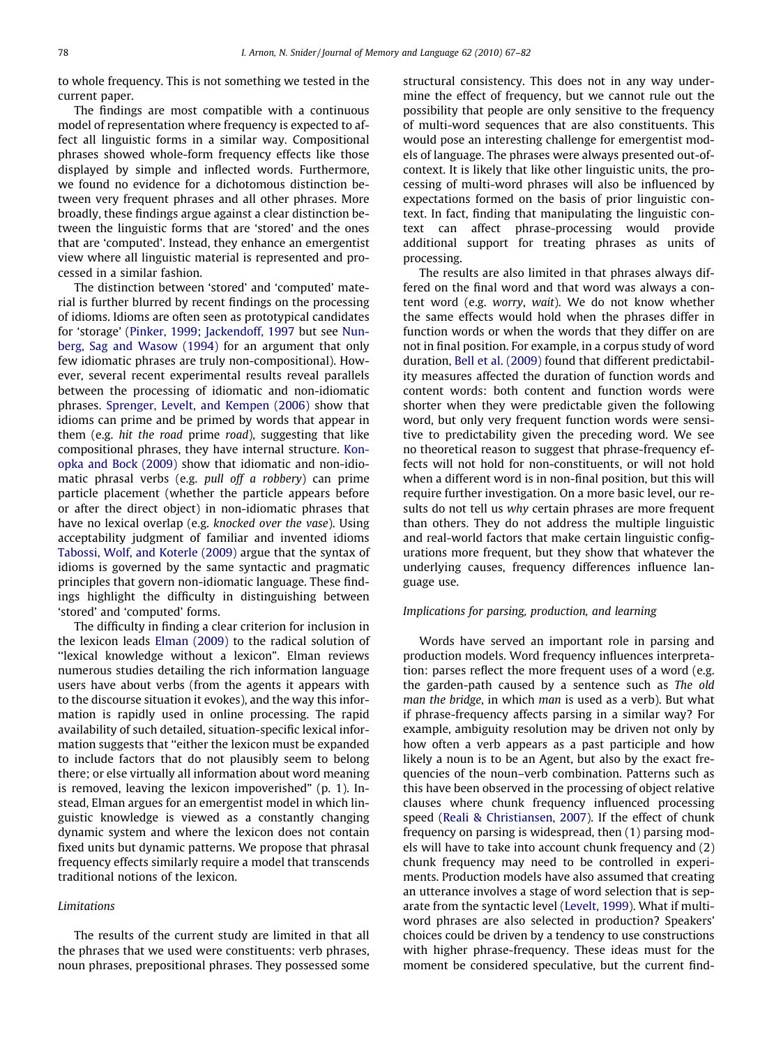to whole frequency. This is not something we tested in the current paper.

The findings are most compatible with a continuous model of representation where frequency is expected to affect all linguistic forms in a similar way. Compositional phrases showed whole-form frequency effects like those displayed by simple and inflected words. Furthermore, we found no evidence for a dichotomous distinction between very frequent phrases and all other phrases. More broadly, these findings argue against a clear distinction between the linguistic forms that are 'stored' and the ones that are 'computed'. Instead, they enhance an emergentist view where all linguistic material is represented and processed in a similar fashion.

The distinction between 'stored' and 'computed' material is further blurred by recent findings on the processing of idioms. Idioms are often seen as prototypical candidates for 'storage' (Pinker, 1999; Jackendoff, 1997 but see Nunberg, Sag and Wasow (1994) for an argument that only few idiomatic phrases are truly non-compositional). However, several recent experimental results reveal parallels between the processing of idiomatic and non-idiomatic phrases. Sprenger, Levelt, and Kempen (2006) show that idioms can prime and be primed by words that appear in them (e.g. *hit the road* prime *road*), suggesting that like compositional phrases, they have internal structure. Konopka and Bock (2009) show that idiomatic and non-idiomatic phrasal verbs (e.g. *pull off a robbery*) can prime particle placement (whether the particle appears before or after the direct object) in non-idiomatic phrases that have no lexical overlap (e.g. *knocked over the vase*). Using acceptability judgment of familiar and invented idioms Tabossi, Wolf, and Koterle (2009) argue that the syntax of idioms is governed by the same syntactic and pragmatic principles that govern non-idiomatic language. These findings highlight the difficulty in distinguishing between 'stored' and 'computed' forms.

The difficulty in finding a clear criterion for inclusion in the lexicon leads Elman (2009) to the radical solution of "lexical knowledge without a lexicon". Elman reviews numerous studies detailing the rich information language users have about verbs (from the agents it appears with to the discourse situation it evokes), and the way this information is rapidly used in online processing. The rapid availability of such detailed, situation-specific lexical information suggests that "either the lexicon must be expanded to include factors that do not plausibly seem to belong there; or else virtually all information about word meaning is removed, leaving the lexicon impoverished" (p. 1). Instead, Elman argues for an emergentist model in which linguistic knowledge is viewed as a constantly changing dynamic system and where the lexicon does not contain fixed units but dynamic patterns. We propose that phrasal frequency effects similarly require a model that transcends traditional notions of the lexicon.

### Limitations

The results of the current study are limited in that all the phrases that we used were constituents: verb phrases, noun phrases, prepositional phrases. They possessed some structural consistency. This does not in any way undermine the effect of frequency, but we cannot rule out the possibility that people are only sensitive to the frequency of multi-word sequences that are also constituents. This would pose an interesting challenge for emergentist models of language. The phrases were always presented out-of-context. It is likely that like other linguistic units, the processing of multi-word phrases will also be influenced by expectations formed on the basis of prior linguistic context. In fact, finding that manipulating the linguistic context can affect phrase-processing would provide additional support for treating phrases as units of processing.

The results are also limited in that phrases always differed on the final word and that word was always a content word (e.g. *worry*, *wait*). We do not know whether the same effects would hold when the phrases differ in function words or when the words that they differ on are not in final position. For example, in a corpus study of word duration, Bell et al. (2009) found that different predictability measures affected the duration of function words and content words: both content and function words were shorter when they were predictable given the following word, but only very frequent function words were sensitive to predictability given the preceding word. We see no theoretical reason to suggest that phrase-frequency effects will not hold for non-constituents, or will not hold when a different word is in non-final position, but this will require further investigation. On a more basic level, our results do not tell us *why* certain phrases are more frequent than others. They do not address the multiple linguistic and real-world factors that make certain linguistic configurations more frequent, but they show that whatever the underlying causes, frequency differences influence language use.

### Implications for parsing, production, and learning

Words have served an important role in parsing and production models. Word frequency influences interpretation: parses reflect the more frequent uses of a word (e.g. the garden-path caused by a sentence such as *The old man the bridge*, in which *man* is used as a verb). But what if phrase-frequency affects parsing in a similar way? For example, ambiguity resolution may be driven not only by how often a verb appears as a past participle and how likely a noun is to be an Agent, but also by the exact frequencies of the noun–verb combination. Patterns such as this have been observed in the processing of object relative clauses where chunk frequency influenced processing speed (Reali & Christiansen, 2007). If the effect of chunk frequency on parsing is widespread, then (1) parsing models will have to take into account chunk frequency and (2) chunk frequency may need to be controlled in experiments. Production models have also assumed that creating an utterance involves a stage of word selection that is separate from the syntactic level (Levelt, 1999). What if multi-word phrases are also selected in production? Speakers' choices could be driven by a tendency to use constructions with higher phrase-frequency. These ideas must for the moment be considered speculative, but the current find-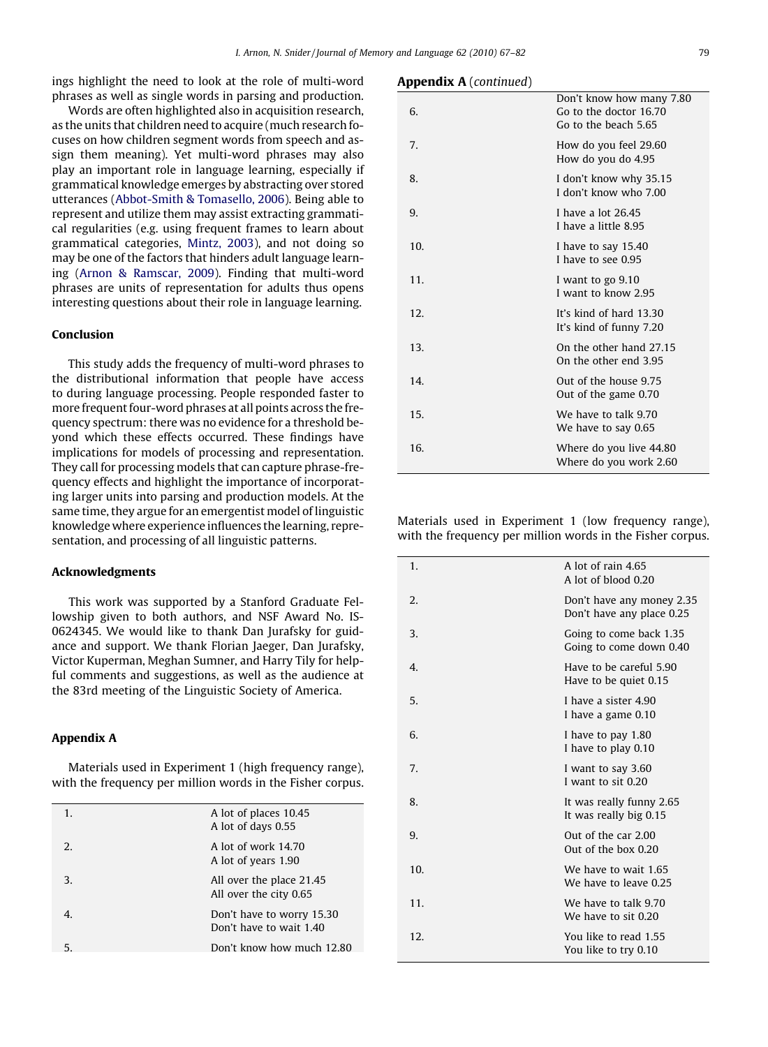ings highlight the need to look at the role of multi-word phrases as well as single words in parsing and production.

Words are often highlighted also in acquisition research, as the units that children need to acquire (much research focuses on how children segment words from speech and assign them meaning). Yet multi-word phrases may also play an important role in language learning, especially if grammatical knowledge emerges by abstracting over stored utterances (Abbot-Smith & Tomasello, 2006). Being able to represent and utilize them may assist extracting grammatical regularities (e.g. using frequent frames to learn about grammatical categories, Mintz, 2003), and not doing so may be one of the factors that hinders adult language learning (Arnon & Ramscar, 2009). Finding that multi-word phrases are units of representation for adults thus opens interesting questions about their role in language learning.

## Conclusion

This study adds the frequency of multi-word phrases to the distributional information that people have access to during language processing. People responded faster to more frequent four-word phrases at all points across the frequency spectrum: there was no evidence for a threshold beyond which these effects occurred. These findings have implications for models of processing and representation. They call for processing models that can capture phrase-frequency effects and highlight the importance of incorporating larger units into parsing and production models. At the same time, they argue for an emergentist model of linguistic knowledge where experience influences the learning, representation, and processing of all linguistic patterns.

## Acknowledgments

This work was supported by a Stanford Graduate Fellowship given to both authors, and NSF Award No. IS-0624345. We would like to thank Dan Jurafsky for guidance and support. We thank Florian Jaeger, Dan Jurafsky, Victor Kuperman, Meghan Sumner, and Harry Tily for helpful comments and suggestions, as well as the audience at the 83rd meeting of the Linguistic Society of America.

## Appendix A

Materials used in Experiment 1 (high frequency range), with the frequency per million words in the Fisher corpus.

| | |
|---|---|
| 1. | A lot of places 10.45<br>A lot of days 0.55 |
| 2. | A lot of work 14.70<br>A lot of years 1.90 |
| 3. | All over the place 21.45<br>All over the city 0.65 |
| 4. | Don't have to worry 15.30<br>Don't have to wait 1.40 |
| 5. | Don't know how much 12.80<br>Don't know how many 7.80 |
| 6. | Go to the doctor 16.70<br>Go to the beach 5.65 |
| 7. | How do you feel 29.60<br>How do you do 4.95 |
| 8. | I don't know why 35.15<br>I don't know who 7.00 |
| 9. | I have a lot 26.45<br>I have a little 8.95 |
| 10. | I have to say 15.40<br>I have to see 0.95 |
| 11. | I want to go 9.10<br>I want to know 2.95 |
| 12. | It's kind of hard 13.30<br>It's kind of funny 7.20 |
| 13. | On the other hand 27.15<br>On the other end 3.95 |
| 14. | Out of the house 9.75<br>Out of the game 0.70 |
| 15. | We have to talk 9.70<br>We have to say 0.65 |
| 16. | Where do you live 44.80<br>Where do you work 2.60 |

Materials used in Experiment 1 (low frequency range), with the frequency per million words in the Fisher corpus.

| | |
|---|---|
| 1. | A lot of rain 4.65<br>A lot of blood 0.20 |
| 2. | Don't have any money 2.35<br>Don't have any place 0.25 |
| 3. | Going to come back 1.35<br>Going to come down 0.40 |
| 4. | Have to be careful 5.90<br>Have to be quiet 0.15 |
| 5. | I have a sister 4.90<br>I have a game 0.10 |
| 6. | I have to pay 1.80<br>I have to play 0.10 |
| 7. | I want to say 3.60<br>I want to sit 0.20 |
| 8. | It was really funny 2.65<br>It was really big 0.15 |
| 9. | Out of the car 2.00<br>Out of the box 0.20 |
| 10. | We have to wait 1.65<br>We have to leave 0.25 |
| 11. | We have to talk 9.70<br>We have to sit 0.20 |
| 12. | You like to read 1.55<br>You like to try 0.10 |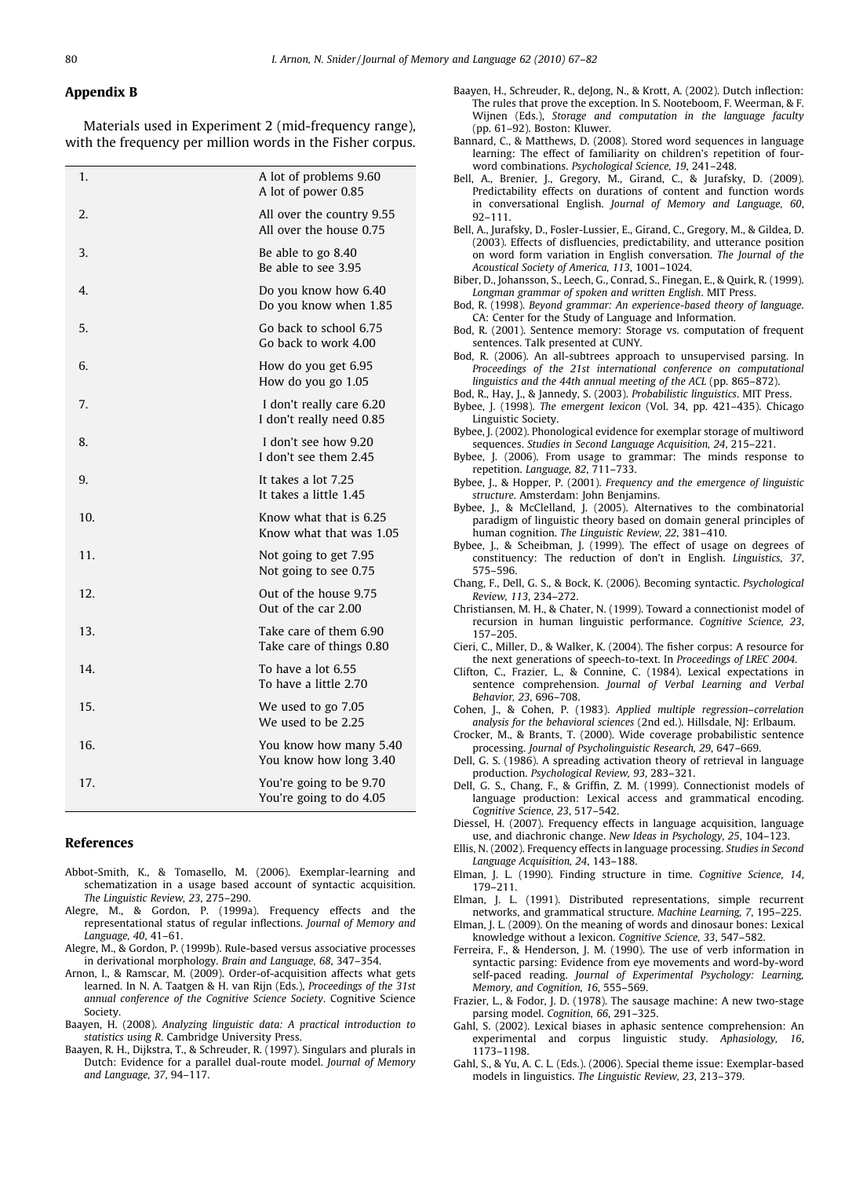## Appendix B

Materials used in Experiment 2 (mid-frequency range), with the frequency per million words in the Fisher corpus.

| | |
|---|---|
| 1. | A lot of problems 9.60<br>A lot of power 0.85 |
| 2. | All over the country 9.55<br>All over the house 0.75 |
| 3. | Be able to go 8.40<br>Be able to see 3.95 |
| 4. | Do you know how 6.40<br>Do you know when 1.85 |
| 5. | Go back to school 6.75<br>Go back to work 4.00 |
| 6. | How do you get 6.95<br>How do you go 1.05 |
| 7. | I don't really care 6.20<br>I don't really need 0.85 |
| 8. | I don't see how 9.20<br>I don't see them 2.45 |
| 9. | It takes a lot 7.25<br>It takes a little 1.45 |
| 10. | Know what that is 6.25<br>Know what that was 1.05 |
| 11. | Not going to get 7.95<br>Not going to see 0.75 |
| 12. | Out of the house 9.75<br>Out of the car 2.00 |
| 13. | Take care of them 6.90<br>Take care of things 0.80 |
| 14. | To have a lot 6.55<br>To have a little 2.70 |
| 15. | We used to go 7.05<br>We used to be 2.25 |
| 16. | You know how many 5.40<br>You know how long 3.40 |
| 17. | You're going to be 9.70<br>You're going to do 4.05 |

## References

Abbot-Smith, K., & Tomasello, M. (2006). Exemplar-learning and schematization in a usage based account of syntactic acquisition. *The Linguistic Review, 23*, 275–290.

Alegre, M., & Gordon, P. (1999a). Frequency effects and the representational status of regular inflections. *Journal of Memory and Language, 40*, 41–61.

Alegre, M., & Gordon, P. (1999b). Rule-based versus associative processes in derivational morphology. *Brain and Language, 68*, 347–354.

Arnon, I., & Ramscar, M. (2009). Order-of-acquisition affects what gets learned. In N. A. Taatgen & H. van Rijn (Eds.), *Proceedings of the 31st annual conference of the Cognitive Science Society*. Cognitive Science Society.

Baayen, H. (2008). *Analyzing linguistic data: A practical introduction to statistics using R*. Cambridge University Press.

Baayen, R. H., Dijkstra, T., & Schreuder, R. (1997). Singulars and plurals in Dutch: Evidence for a parallel dual-route model. *Journal of Memory and Language, 37*, 94–117.

Baayen, H., Schreuder, R., deJong, N., & Krott, A. (2002). Dutch inflection: The rules that prove the exception. In S. Nooteboom, F. Weerman, & F. Wijnen (Eds.), *Storage and computation in the language faculty* (pp. 61–92). Boston: Kluwer.

Bannard, C., & Matthews, D. (2008). Stored word sequences in language learning: The effect of familiarity on children's repetition of four-word combinations. *Psychological Science, 19*, 241–248.

Bell, A., Brenier, J., Gregory, M., Girand, C., & Jurafsky, D. (2009). Predictability effects on durations of content and function words in conversational English. *Journal of Memory and Language, 60*, 92–111.

Bell, A., Jurafsky, D., Fosler-Lussier, E., Girand, C., Gregory, M., & Gildea, D. (2003). Effects of disfluencies, predictability, and utterance position on word form variation in English conversation. *The Journal of the Acoustical Society of America, 113*, 1001–1024.

Biber, D., Johansson, S., Leech, G., Conrad, S., Finegan, E., & Quirk, R. (1999). *Longman grammar of spoken and written English*. MIT Press.

Bod, R. (1998). *Beyond grammar: An experience-based theory of language*. CA: Center for the Study of Language and Information.

Bod, R. (2001). Sentence memory: Storage vs. computation of frequent sentences. Talk presented at CUNY.

Bod, R. (2006). An all-subtrees approach to unsupervised parsing. In *Proceedings of the 21st international conference on computational linguistics and the 44th annual meeting of the ACL* (pp. 865–872).

Bod, R., Hay, J., & Jannedy, S. (2003). *Probabilistic linguistics*. MIT Press.

Bybee, J. (1998). *The emergent lexicon* (Vol. 34, pp. 421–435). Chicago Linguistic Society.

Bybee, J. (2002). Phonological evidence for exemplar storage of multiword sequences. *Studies in Second Language Acquisition, 24*, 215–221.

Bybee, J. (2006). From usage to grammar: The minds response to repetition. *Language, 82*, 711–733.

Bybee, J., & Hopper, P. (2001). *Frequency and the emergence of linguistic structure*. Amsterdam: John Benjamins.

Bybee, J., & McClelland, J. (2005). Alternatives to the combinatorial paradigm of linguistic theory based on domain general principles of human cognition. *The Linguistic Review, 22*, 381–410.

Bybee, J., & Scheibman, J. (1999). The effect of usage on degrees of constituency: The reduction of don't in English. *Linguistics, 37*, 575–596.

Chang, F., Dell, G. S., & Bock, K. (2006). Becoming syntactic. *Psychological Review, 113*, 234–272.

Christiansen, M. H., & Chater, N. (1999). Toward a connectionist model of recursion in human linguistic performance. *Cognitive Science, 23*, 157–205.

Cieri, C., Miller, D., & Walker, K. (2004). The fisher corpus: A resource for the next generations of speech-to-text. In *Proceedings of LREC 2004*.

Clifton, C., Frazier, L., & Connine, C. (1984). Lexical expectations in sentence comprehension. *Journal of Verbal Learning and Verbal Behavior, 23*, 696–708.

Cohen, J., & Cohen, P. (1983). *Applied multiple regression–correlation analysis for the behavioral sciences* (2nd ed.). Hillsdale, NJ: Erlbaum.

Crocker, M., & Brants, T. (2000). Wide coverage probabilistic sentence processing. *Journal of Psycholinguistic Research, 29*, 647–669.

Dell, G. S. (1986). A spreading activation theory of retrieval in language production. *Psychological Review, 93*, 283–321.

Dell, G. S., Chang, F., & Griffin, Z. M. (1999). Connectionist models of language production: Lexical access and grammatical encoding. *Cognitive Science, 23*, 517–542.

Diessel, H. (2007). Frequency effects in language acquisition, language use, and diachronic change. *New Ideas in Psychology, 25*, 104–123.

Ellis, N. (2002). Frequency effects in language processing. *Studies in Second Language Acquisition, 24*, 143–188.

Elman, J. L. (1990). Finding structure in time. *Cognitive Science, 14*, 179–211.

Elman, J. L. (1991). Distributed representations, simple recurrent networks, and grammatical structure. *Machine Learning, 7*, 195–225.

Elman, J. L. (2009). On the meaning of words and dinosaur bones: Lexical knowledge without a lexicon. *Cognitive Science, 33*, 547–582.

Ferreira, F., & Henderson, J. M. (1990). The use of verb information in syntactic parsing: Evidence from eye movements and word-by-word self-paced reading. *Journal of Experimental Psychology: Learning, Memory, and Cognition, 16*, 555–569.

Frazier, L., & Fodor, J. D. (1978). The sausage machine: A new two-stage parsing model. *Cognition, 66*, 291–325.

Gahl, S. (2002). Lexical biases in aphasic sentence comprehension: An experimental and corpus linguistic study. *Aphasiology, 16*, 1173–1198.

Gahl, S., & Yu, A. C. L. (Eds.). (2006). Special theme issue: Exemplar-based models in linguistics. *The Linguistic Review, 23*, 213–379.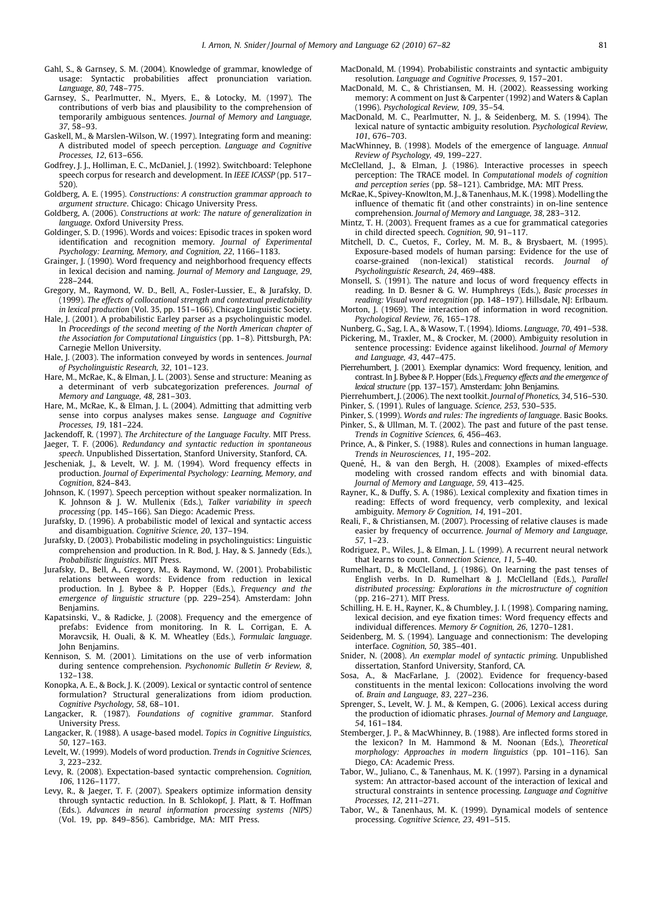Gahl, S., & Garnsey, S. M. (2004). Knowledge of grammar, knowledge of usage: Syntactic probabilities affect pronunciation variation. *Language, 80*, 748–775.

Garnsey, S., Pearlmutter, N., Myers, E., & Lotocky, M. (1997). The contributions of verb bias and plausibility to the comprehension of temporarily ambiguous sentences. *Journal of Memory and Language, 37*, 58–93.

Gaskell, M., & Marslen-Wilson, W. (1997). Integrating form and meaning: A distributed model of speech perception. *Language and Cognitive Processes, 12*, 613–656.

Godfrey, J. J., Holliman, E. C., McDaniel, J. (1992). Switchboard: Telephone speech corpus for research and development. In *IEEE ICASSP* (pp. 517–520).

Goldberg, A. E. (1995). *Constructions: A construction grammar approach to argument structure*. Chicago: Chicago University Press.

Goldberg, A. (2006). *Constructions at work: The nature of generalization in language*. Oxford University Press.

Goldinger, S. D. (1996). Words and voices: Episodic traces in spoken word identification and recognition memory. *Journal of Experimental Psychology: Learning, Memory, and Cognition, 22*, 1166–1183.

Grainger, J. (1990). Word frequency and neighborhood frequency effects in lexical decision and naming. *Journal of Memory and Language, 29*, 228–244.

Gregory, M., Raymond, W. D., Bell, A., Fosler-Lussier, E., & Jurafsky, D. (1999). *The effects of collocational strength and contextual predictability in lexical production* (Vol. 35, pp. 151–166). Chicago Linguistic Society.

Hale, J. (2001). A probabilistic Earley parser as a psycholinguistic model. In *Proceedings of the second meeting of the North American chapter of the Association for Computational Linguistics* (pp. 1–8). Pittsburgh, PA: Carnegie Mellon University.

Hale, J. (2003). The information conveyed by words in sentences. *Journal of Psycholinguistic Research, 32*, 101–123.

Hare, M., McRae, K., & Elman, J. L. (2003). Sense and structure: Meaning as a determinant of verb subcategorization preferences. *Journal of Memory and Language, 48*, 281–303.

Hare, M., McRae, K., & Elman, J. L. (2004). Admitting that admitting verb sense into corpus analyses makes sense. *Language and Cognitive Processes, 19*, 181–224.

Jackendoff, R. (1997). *The Architecture of the Language Faculty*. MIT Press.

Jaeger, T. F. (2006). *Redundancy and syntactic reduction in spontaneous speech*. Unpublished Dissertation, Stanford University, Stanford, CA.

Jescheniak, J., & Levelt, W. J. M. (1994). Word frequency effects in production. *Journal of Experimental Psychology: Learning, Memory, and Cognition*, 824–843.

Johnson, K. (1997). Speech perception without speaker normalization. In K. Johnson & J. W. Mullenix (Eds.), *Talker variability in speech processing* (pp. 145–166). San Diego: Academic Press.

Jurafsky, D. (1996). A probabilistic model of lexical and syntactic access and disambiguation. *Cognitive Science, 20*, 137–194.

Jurafsky, D. (2003). Probabilistic modeling in psycholinguistics: Linguistic comprehension and production. In R. Bod, J. Hay, & S. Jannedy (Eds.), *Probabilistic linguistics*. MIT Press.

Jurafsky, D., Bell, A., Gregory, M., & Raymond, W. (2001). Probabilistic relations between words: Evidence from reduction in lexical production. In J. Bybee & P. Hopper (Eds.), *Frequency and the emergence of linguistic structure* (pp. 229–254). Amsterdam: John Benjamins.

Kapatsinski, V., & Radicke, J. (2008). Frequency and the emergence of prefabs: Evidence from monitoring. In R. L. Corrigan, E. A. Moravcsik, H. Ouali, & K. M. Wheatley (Eds.), *Formulaic language*. John Benjamins.

Kennison, S. M. (2001). Limitations on the use of verb information during sentence comprehension. *Psychonomic Bulletin & Review, 8*, 132–138.

Konopka, A. E., & Bock, J. K. (2009). Lexical or syntactic control of sentence formulation? Structural generalizations from idiom production. *Cognitive Psychology, 58*, 68–101.

Langacker, R. (1987). *Foundations of cognitive grammar*. Stanford University Press.

Langacker, R. (1988). A usage-based model. *Topics in Cognitive Linguistics, 50*, 127–163.

Levelt, W. (1999). Models of word production. *Trends in Cognitive Sciences, 3*, 223–232.

Levy, R. (2008). Expectation-based syntactic comprehension. *Cognition, 106*, 1126–1177.

Levy, R., & Jaeger, T. F. (2007). Speakers optimize information density through syntactic reduction. In B. Schlokopf, J. Platt, & T. Hoffman (Eds.). *Advances in neural information processing systems (NIPS)* (Vol. 19, pp. 849–856). Cambridge, MA: MIT Press.

MacDonald, M. (1994). Probabilistic constraints and syntactic ambiguity resolution. *Language and Cognitive Processes, 9*, 157–201.

MacDonald, M. C., & Christiansen, M. H. (2002). Reassessing working memory: A comment on Just & Carpenter (1992) and Waters & Caplan (1996). *Psychological Review, 109*, 35–54.

MacDonald, M. C., Pearlmutter, N. J., & Seidenberg, M. S. (1994). The lexical nature of syntactic ambiguity resolution. *Psychological Review, 101*, 676–703.

MacWhinney, B. (1998). Models of the emergence of language. *Annual Review of Psychology, 49*, 199–227.

McClelland, J., & Elman, J. (1986). Interactive processes in speech perception: The TRACE model. In *Computational models of cognition and perception series* (pp. 58–121). Cambridge, MA: MIT Press.

McRae, K., Spivey-Knowlton, M. J., & Tanenhaus, M. K. (1998). Modelling the influence of thematic fit (and other constraints) in on-line sentence comprehension. *Journal of Memory and Language, 38*, 283–312.

Mintz, T. H. (2003). Frequent frames as a cue for grammatical categories in child directed speech. *Cognition, 90*, 91–117.

Mitchell, D. C., Cuetos, F., Corley, M. M. B., & Brysbaert, M. (1995). Exposure-based models of human parsing: Evidence for the use of coarse-grained (non-lexical) statistical records. *Journal of Psycholinguistic Research, 24*, 469–488.

Monsell, S. (1991). The nature and locus of word frequency effects in reading. In D. Besner & G. W. Humphreys (Eds.), *Basic processes in reading: Visual word recognition* (pp. 148–197). Hillsdale, NJ: Erlbaum.

Morton, J. (1969). The interaction of information in word recognition. *Psychological Review, 76*, 165–178.

Nunberg, G., Sag, I. A., & Wasow, T. (1994). Idioms. *Language, 70*, 491–538.

Pickering, M., Traxler, M., & Crocker, M. (2000). Ambiguity resolution in sentence processing: Evidence against likelihood. *Journal of Memory and Language, 43*, 447–475.

Pierrehumbert, J. (2001). Exemplar dynamics: Word frequency, lenition, and contrast. In J. Bybee & P. Hopper (Eds.), *Frequency effects and the emergence of lexical structure* (pp. 137–157). Amsterdam: John Benjamins.

Pierrehumbert, J. (2006). The next toolkit. *Journal of Phonetics, 34*, 516–530.

Pinker, S. (1991). Rules of language. *Science, 253*, 530–535.

Pinker, S. (1999). *Words and rules: The ingredients of language*. Basic Books.

Pinker, S., & Ullman, M. T. (2002). The past and future of the past tense. *Trends in Cognitive Sciences, 6*, 456–463.

Prince, A., & Pinker, S. (1988). Rules and connections in human language. *Trends in Neurosciences, 11*, 195–202.

Quené, H., & van den Bergh, H. (2008). Examples of mixed-effects modeling with crossed random effects and with binomial data. *Journal of Memory and Language, 59*, 413–425.

Rayner, K., & Duffy, S. A. (1986). Lexical complexity and fixation times in reading: Effects of word frequency, verb complexity, and lexical ambiguity. *Memory & Cognition, 14*, 191–201.

Reali, F., & Christiansen, M. (2007). Processing of relative clauses is made easier by frequency of occurrence. *Journal of Memory and Language, 57*, 1–23.

Rodriguez, P., Wiles, J., & Elman, J. L. (1999). A recurrent neural network that learns to count. *Connection Science, 11*, 5–40.

Rumelhart, D., & McClelland, J. (1986). On learning the past tenses of English verbs. In D. Rumelhart & J. McClelland (Eds.), *Parallel distributed processing: Explorations in the microstructure of cognition* (pp. 216–271). MIT Press.

Schilling, H. E. H., Rayner, K., & Chumbley, J. I. (1998). Comparing naming, lexical decision, and eye fixation times: Word frequency effects and individual differences. *Memory & Cognition, 26*, 1270–1281.

Seidenberg, M. S. (1994). Language and connectionism: The developing interface. *Cognition, 50*, 385–401.

Snider, N. (2008). *An exemplar model of syntactic priming*. Unpublished dissertation, Stanford University, Stanford, CA.

Sosa, A., & MacFarlane, J. (2002). Evidence for frequency-based constituents in the mental lexicon: Collocations involving the word of. *Brain and Language, 83*, 227–236.

Sprenger, S., Levelt, W. J. M., & Kempen, G. (2006). Lexical access during the production of idiomatic phrases. *Journal of Memory and Language, 54*, 161–184.

Stemberger, J. P., & MacWhinney, B. (1988). Are inflected forms stored in the lexicon? In M. Hammond & M. Noonan (Eds.), *Theoretical morphology: Approaches in modern linguistics* (pp. 101–116). San Diego, CA: Academic Press.

Tabor, W., Juliano, C., & Tanenhaus, M. K. (1997). Parsing in a dynamical system: An attractor-based account of the interaction of lexical and structural constraints in sentence processing. *Language and Cognitive Processes, 12*, 211–271.

Tabor, W., & Tanenhaus, M. K. (1999). Dynamical models of sentence processing. *Cognitive Science, 23*, 491–515.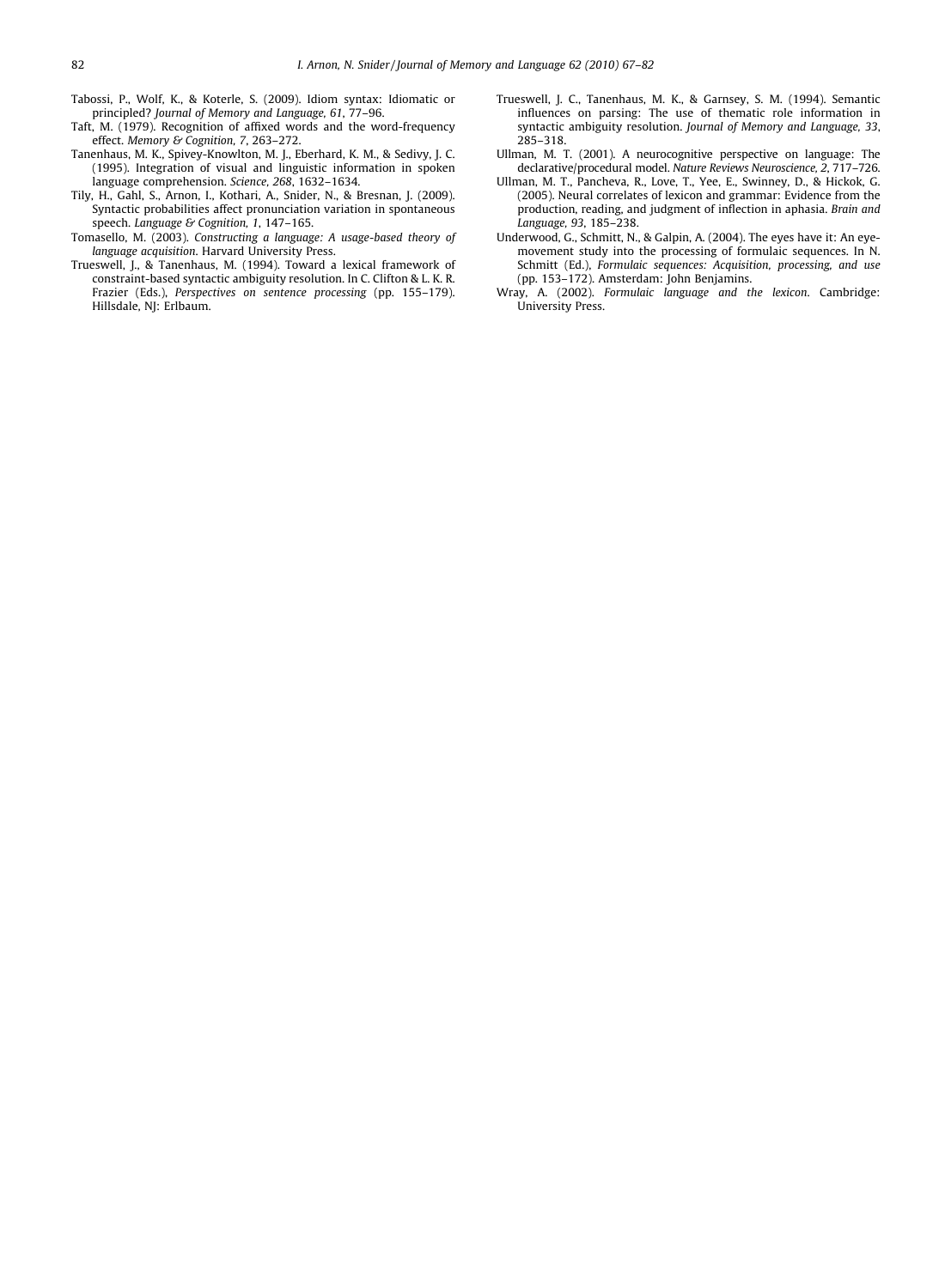Tabossi, P., Wolf, K., & Koterle, S. (2009). Idiom syntax: Idiomatic or principled? *Journal of Memory and Language, 61*, 77–96.

Taft, M. (1979). Recognition of affixed words and the word-frequency effect. *Memory & Cognition, 7*, 263–272.

Tanenhaus, M. K., Spivey-Knowlton, M. J., Eberhard, K. M., & Sedivy, J. C. (1995). Integration of visual and linguistic information in spoken language comprehension. *Science, 268*, 1632–1634.

Tily, H., Gahl, S., Arnon, I., Kothari, A., Snider, N., & Bresnan, J. (2009). Syntactic probabilities affect pronunciation variation in spontaneous speech. *Language & Cognition, 1*, 147–165.

Tomasello, M. (2003). *Constructing a language: A usage-based theory of language acquisition*. Harvard University Press.

Trueswell, J., & Tanenhaus, M. (1994). Toward a lexical framework of constraint-based syntactic ambiguity resolution. In C. Clifton & L. K. R. Frazier (Eds.), *Perspectives on sentence processing* (pp. 155–179). Hillsdale, NJ: Erlbaum.

Trueswell, J. C., Tanenhaus, M. K., & Garnsey, S. M. (1994). Semantic influences on parsing: The use of thematic role information in syntactic ambiguity resolution. *Journal of Memory and Language, 33*, 285–318.

Ullman, M. T. (2001). A neurocognitive perspective on language: The declarative/procedural model. *Nature Reviews Neuroscience, 2*, 717–726.

Ullman, M. T., Pancheva, R., Love, T., Yee, E., Swinney, D., & Hickok, G. (2005). Neural correlates of lexicon and grammar: Evidence from the production, reading, and judgment of inflection in aphasia. *Brain and Language, 93*, 185–238.

Underwood, G., Schmitt, N., & Galpin, A. (2004). The eyes have it: An eye-movement study into the processing of formulaic sequences. In N. Schmitt (Ed.), *Formulaic sequences: Acquisition, processing, and use* (pp. 153–172). Amsterdam: John Benjamins.

Wray, A. (2002). *Formulaic language and the lexicon*. Cambridge: University Press.